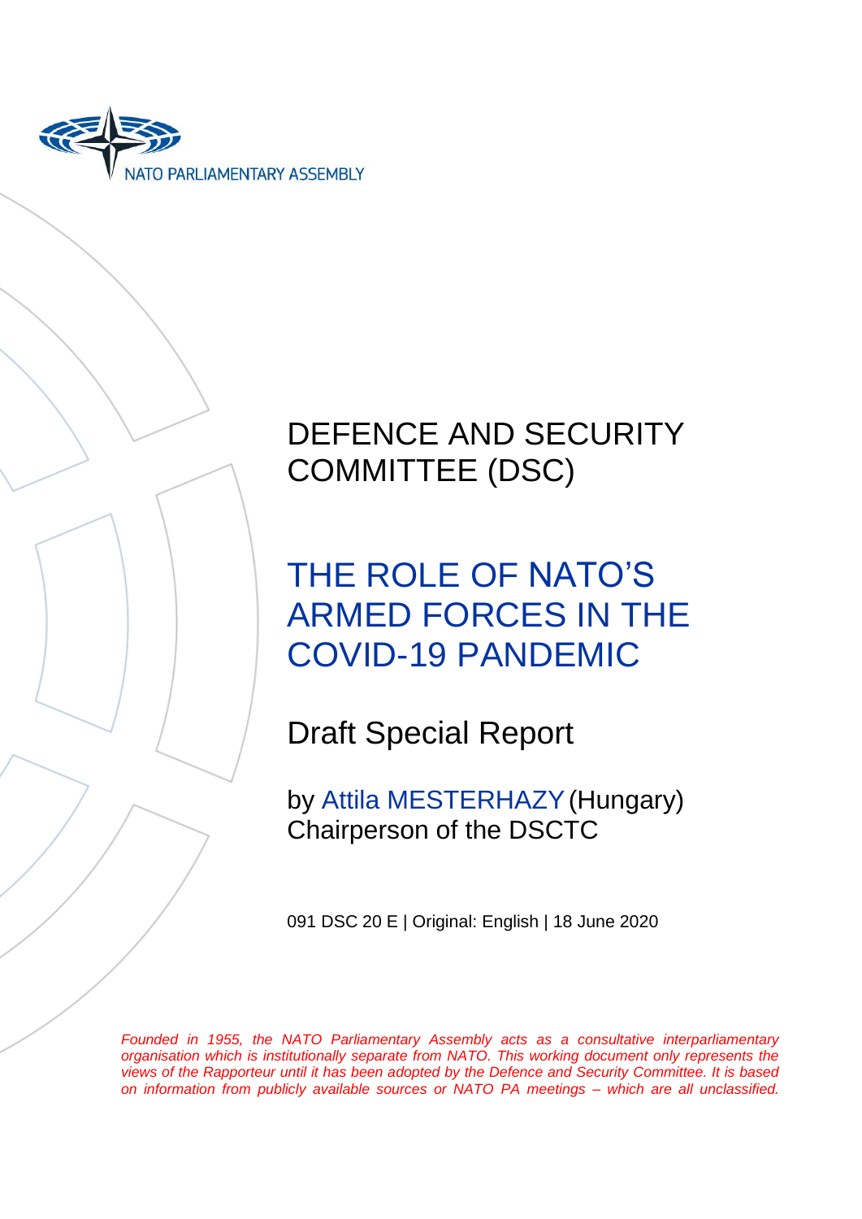NATO PARLIAMENTARY ASSEMBLY

# DEFENCE AND SECURITY COMMITTEE (DSC)

# THE ROLE OF NATO'S ARMED FORCES IN THE COVID-19 PANDEMIC

## Draft Special Report

by Attila MESTERHAZY (Hungary)
Chairperson of the DSCTC

091 DSC 20 E | Original: English | 18 June 2020

*Founded in 1955, the NATO Parliamentary Assembly acts as a consultative interparliamentary organisation which is institutionally separate from NATO. This working document only represents the views of the Rapporteur until it has been adopted by the Defence and Security Committee. It is based on information from publicly available sources or NATO PA meetings – which are all unclassified.*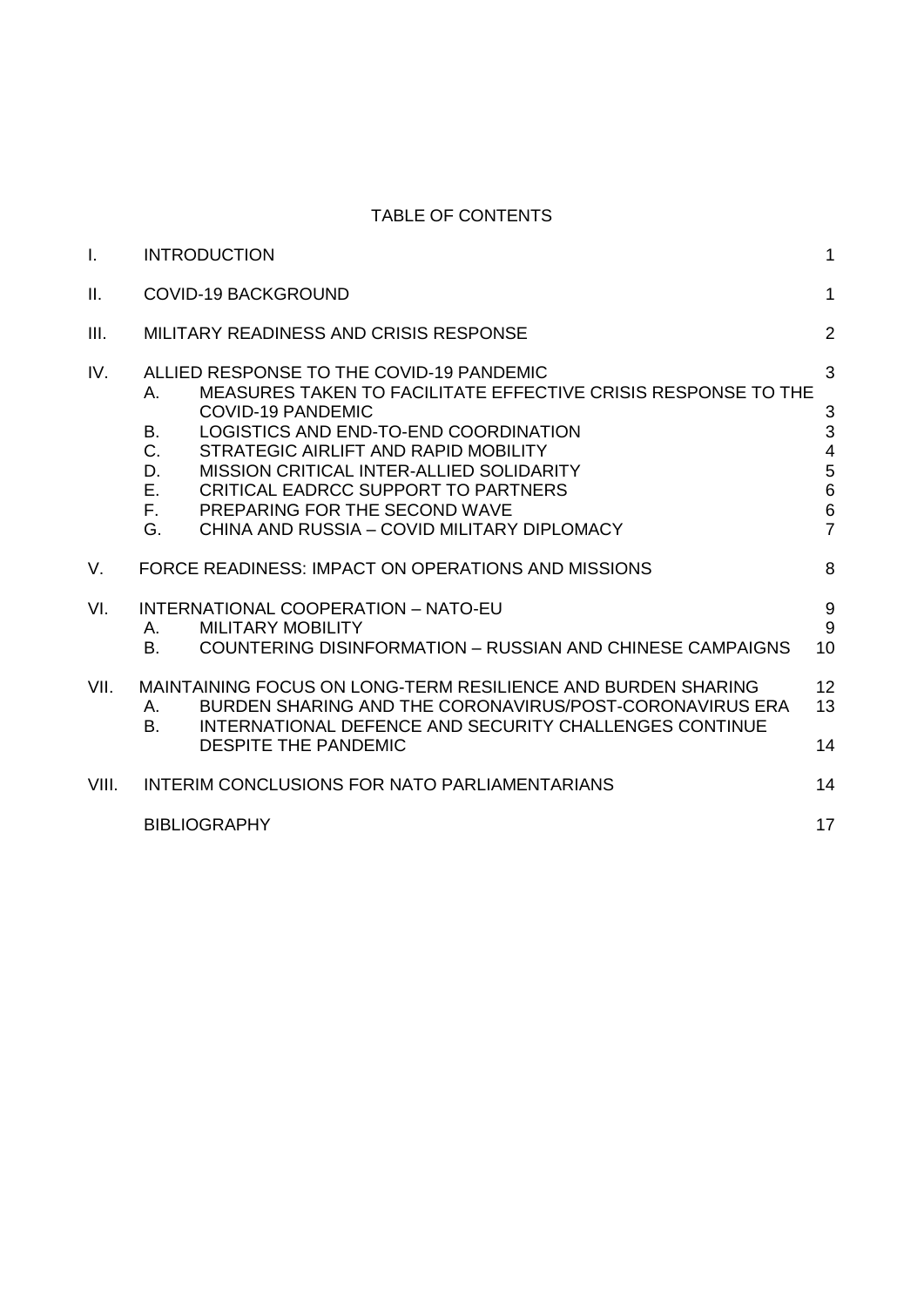TABLE OF CONTENTS

| | | |
|---|---|---|
| I. | INTRODUCTION | 1 |
| II. | COVID-19 BACKGROUND | 1 |
| III. | MILITARY READINESS AND CRISIS RESPONSE | 2 |
| IV. | ALLIED RESPONSE TO THE COVID-19 PANDEMIC | 3 |
| | A. MEASURES TAKEN TO FACILITATE EFFECTIVE CRISIS RESPONSE TO THE COVID-19 PANDEMIC | 3 |
| | B. LOGISTICS AND END-TO-END COORDINATION | 3 |
| | C. STRATEGIC AIRLIFT AND RAPID MOBILITY | 4 |
| | D. MISSION CRITICAL INTER-ALLIED SOLIDARITY | 5 |
| | E. CRITICAL EADRCC SUPPORT TO PARTNERS | 6 |
| | F. PREPARING FOR THE SECOND WAVE | 6 |
| | G. CHINA AND RUSSIA – COVID MILITARY DIPLOMACY | 7 |
| V. | FORCE READINESS: IMPACT ON OPERATIONS AND MISSIONS | 8 |
| VI. | INTERNATIONAL COOPERATION – NATO-EU | 9 |
| | A. MILITARY MOBILITY | 9 |
| | B. COUNTERING DISINFORMATION – RUSSIAN AND CHINESE CAMPAIGNS | 10 |
| VII. | MAINTAINING FOCUS ON LONG-TERM RESILIENCE AND BURDEN SHARING | 12 |
| | A. BURDEN SHARING AND THE CORONAVIRUS/POST-CORONAVIRUS ERA | 13 |
| | B. INTERNATIONAL DEFENCE AND SECURITY CHALLENGES CONTINUE DESPITE THE PANDEMIC | 14 |
| VIII. | INTERIM CONCLUSIONS FOR NATO PARLIAMENTARIANS | 14 |
| | BIBLIOGRAPHY | 17 |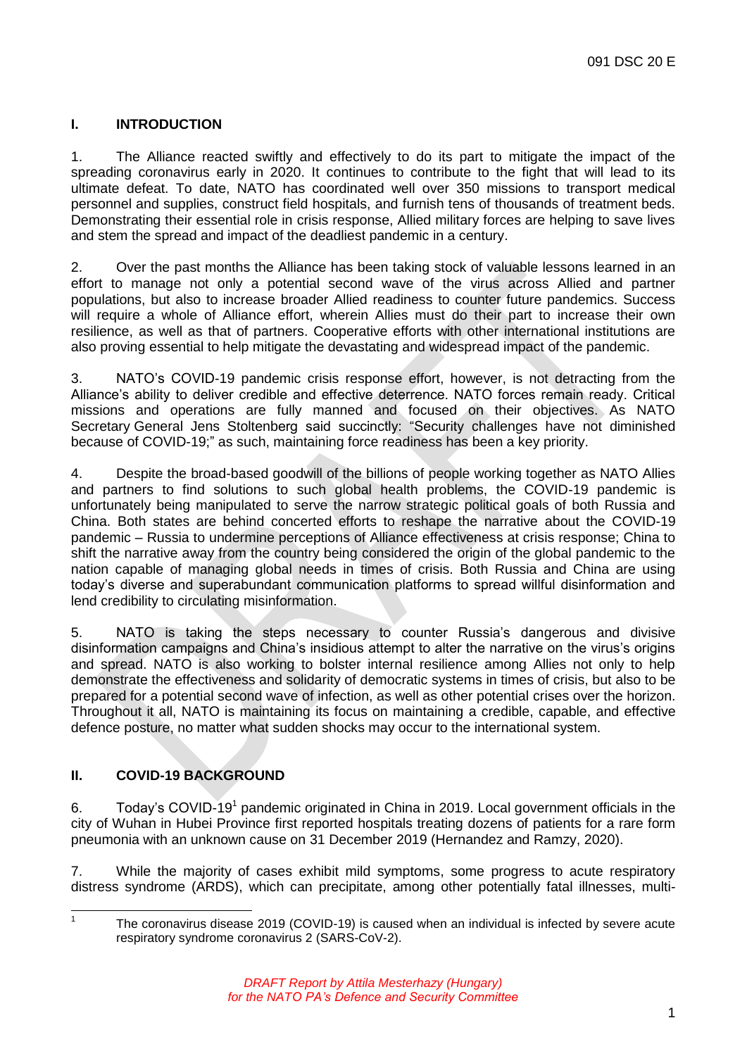## I. INTRODUCTION

1. The Alliance reacted swiftly and effectively to do its part to mitigate the impact of the spreading coronavirus early in 2020. It continues to contribute to the fight that will lead to its ultimate defeat. To date, NATO has coordinated well over 350 missions to transport medical personnel and supplies, construct field hospitals, and furnish tens of thousands of treatment beds. Demonstrating their essential role in crisis response, Allied military forces are helping to save lives and stem the spread and impact of the deadliest pandemic in a century.

2. Over the past months the Alliance has been taking stock of valuable lessons learned in an effort to manage not only a potential second wave of the virus across Allied and partner populations, but also to increase broader Allied readiness to counter future pandemics. Success will require a whole of Alliance effort, wherein Allies must do their part to increase their own resilience, as well as that of partners. Cooperative efforts with other international institutions are also proving essential to help mitigate the devastating and widespread impact of the pandemic.

3. NATO's COVID-19 pandemic crisis response effort, however, is not detracting from the Alliance's ability to deliver credible and effective deterrence. NATO forces remain ready. Critical missions and operations are fully manned and focused on their objectives. As NATO Secretary General Jens Stoltenberg said succinctly: "Security challenges have not diminished because of COVID-19;" as such, maintaining force readiness has been a key priority.

4. Despite the broad-based goodwill of the billions of people working together as NATO Allies and partners to find solutions to such global health problems, the COVID-19 pandemic is unfortunately being manipulated to serve the narrow strategic political goals of both Russia and China. Both states are behind concerted efforts to reshape the narrative about the COVID-19 pandemic – Russia to undermine perceptions of Alliance effectiveness at crisis response; China to shift the narrative away from the country being considered the origin of the global pandemic to the nation capable of managing global needs in times of crisis. Both Russia and China are using today's diverse and superabundant communication platforms to spread willful disinformation and lend credibility to circulating misinformation.

5. NATO is taking the steps necessary to counter Russia's dangerous and divisive disinformation campaigns and China's insidious attempt to alter the narrative on the virus's origins and spread. NATO is also working to bolster internal resilience among Allies not only to help demonstrate the effectiveness and solidarity of democratic systems in times of crisis, but also to be prepared for a potential second wave of infection, as well as other potential crises over the horizon. Throughout it all, NATO is maintaining its focus on maintaining a credible, capable, and effective defence posture, no matter what sudden shocks may occur to the international system.

## II. COVID-19 BACKGROUND

6. Today's COVID-19[1] pandemic originated in China in 2019. Local government officials in the city of Wuhan in Hubei Province first reported hospitals treating dozens of patients for a rare form pneumonia with an unknown cause on 31 December 2019 (Hernandez and Ramzy, 2020).

7. While the majority of cases exhibit mild symptoms, some progress to acute respiratory distress syndrome (ARDS), which can precipitate, among other potentially fatal illnesses, multi-

---

[1] The coronavirus disease 2019 (COVID-19) is caused when an individual is infected by severe acute respiratory syndrome coronavirus 2 (SARS-CoV-2).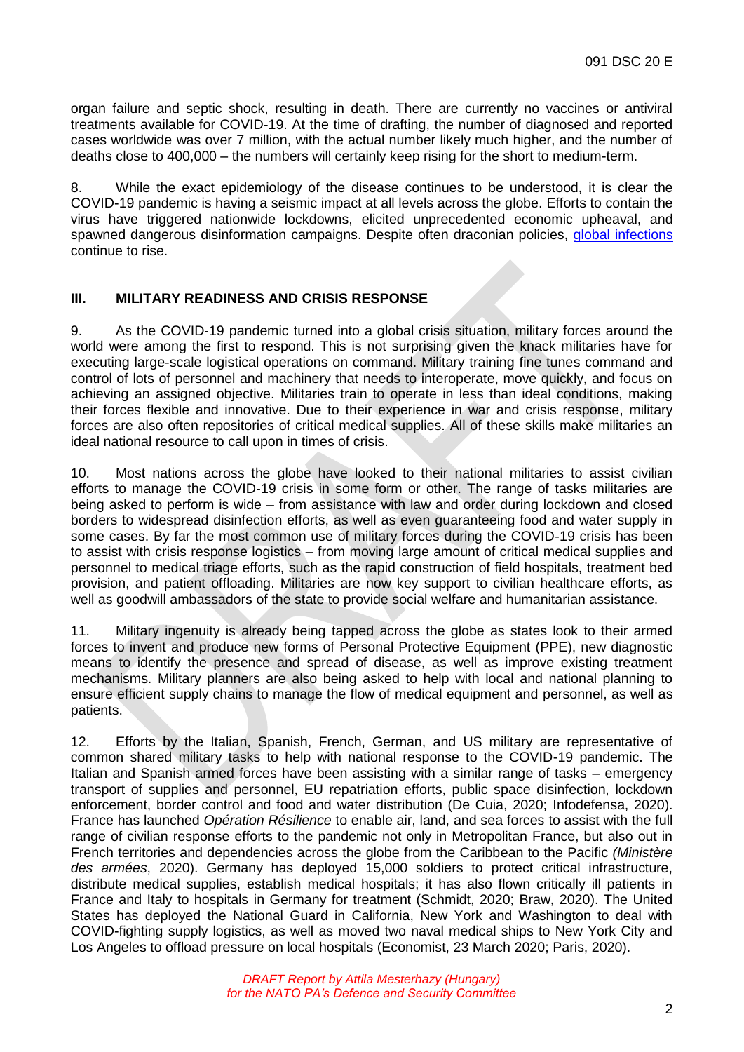organ failure and septic shock, resulting in death. There are currently no vaccines or antiviral treatments available for COVID-19. At the time of drafting, the number of diagnosed and reported cases worldwide was over 7 million, with the actual number likely much higher, and the number of deaths close to 400,000 – the numbers will certainly keep rising for the short to medium-term.

8. While the exact epidemiology of the disease continues to be understood, it is clear the COVID-19 pandemic is having a seismic impact at all levels across the globe. Efforts to contain the virus have triggered nationwide lockdowns, elicited unprecedented economic upheaval, and spawned dangerous disinformation campaigns. Despite often draconian policies, global infections continue to rise.

## III. MILITARY READINESS AND CRISIS RESPONSE

9. As the COVID-19 pandemic turned into a global crisis situation, military forces around the world were among the first to respond. This is not surprising given the knack militaries have for executing large-scale logistical operations on command. Military training fine tunes command and control of lots of personnel and machinery that needs to interoperate, move quickly, and focus on achieving an assigned objective. Militaries train to operate in less than ideal conditions, making their forces flexible and innovative. Due to their experience in war and crisis response, military forces are also often repositories of critical medical supplies. All of these skills make militaries an ideal national resource to call upon in times of crisis.

10. Most nations across the globe have looked to their national militaries to assist civilian efforts to manage the COVID-19 crisis in some form or other. The range of tasks militaries are being asked to perform is wide – from assistance with law and order during lockdown and closed borders to widespread disinfection efforts, as well as even guaranteeing food and water supply in some cases. By far the most common use of military forces during the COVID-19 crisis has been to assist with crisis response logistics – from moving large amount of critical medical supplies and personnel to medical triage efforts, such as the rapid construction of field hospitals, treatment bed provision, and patient offloading. Militaries are now key support to civilian healthcare efforts, as well as goodwill ambassadors of the state to provide social welfare and humanitarian assistance.

11. Military ingenuity is already being tapped across the globe as states look to their armed forces to invent and produce new forms of Personal Protective Equipment (PPE), new diagnostic means to identify the presence and spread of disease, as well as improve existing treatment mechanisms. Military planners are also being asked to help with local and national planning to ensure efficient supply chains to manage the flow of medical equipment and personnel, as well as patients.

12. Efforts by the Italian, Spanish, French, German, and US military are representative of common shared military tasks to help with national response to the COVID-19 pandemic. The Italian and Spanish armed forces have been assisting with a similar range of tasks – emergency transport of supplies and personnel, EU repatriation efforts, public space disinfection, lockdown enforcement, border control and food and water distribution (De Cuia, 2020; Infodefensa, 2020). France has launched *Opération Résilience* to enable air, land, and sea forces to assist with the full range of civilian response efforts to the pandemic not only in Metropolitan France, but also out in French territories and dependencies across the globe from the Caribbean to the Pacific *(Ministère des armées*, 2020). Germany has deployed 15,000 soldiers to protect critical infrastructure, distribute medical supplies, establish medical hospitals; it has also flown critically ill patients in France and Italy to hospitals in Germany for treatment (Schmidt, 2020; Braw, 2020). The United States has deployed the National Guard in California, New York and Washington to deal with COVID-fighting supply logistics, as well as moved two naval medical ships to New York City and Los Angeles to offload pressure on local hospitals (Economist, 23 March 2020; Paris, 2020).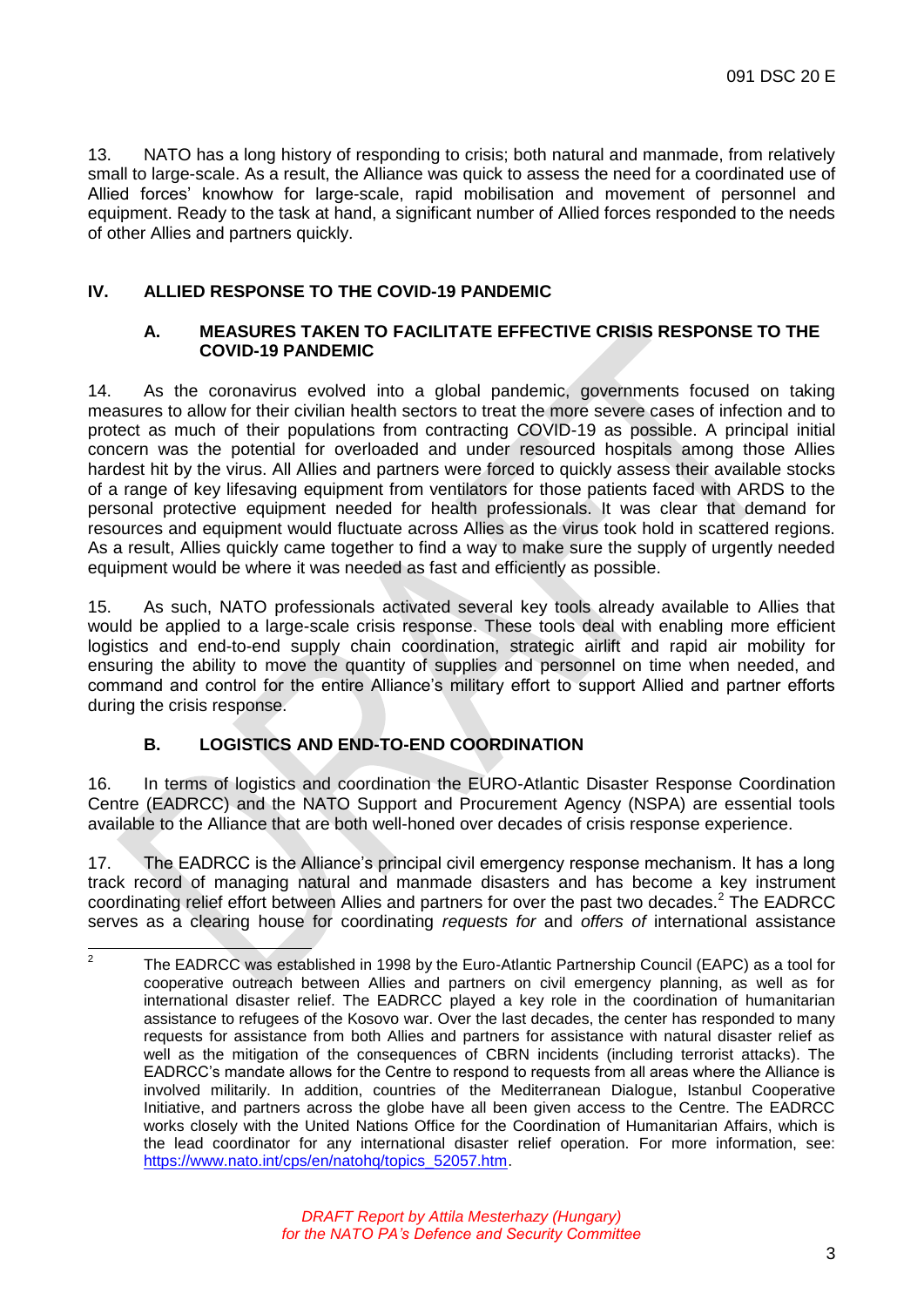13. NATO has a long history of responding to crisis; both natural and manmade, from relatively small to large-scale. As a result, the Alliance was quick to assess the need for a coordinated use of Allied forces' knowhow for large-scale, rapid mobilisation and movement of personnel and equipment. Ready to the task at hand, a significant number of Allied forces responded to the needs of other Allies and partners quickly.

## IV. ALLIED RESPONSE TO THE COVID-19 PANDEMIC

### A. MEASURES TAKEN TO FACILITATE EFFECTIVE CRISIS RESPONSE TO THE COVID-19 PANDEMIC

14. As the coronavirus evolved into a global pandemic, governments focused on taking measures to allow for their civilian health sectors to treat the more severe cases of infection and to protect as much of their populations from contracting COVID-19 as possible. A principal initial concern was the potential for overloaded and under resourced hospitals among those Allies hardest hit by the virus. All Allies and partners were forced to quickly assess their available stocks of a range of key lifesaving equipment from ventilators for those patients faced with ARDS to the personal protective equipment needed for health professionals. It was clear that demand for resources and equipment would fluctuate across Allies as the virus took hold in scattered regions. As a result, Allies quickly came together to find a way to make sure the supply of urgently needed equipment would be where it was needed as fast and efficiently as possible.

15. As such, NATO professionals activated several key tools already available to Allies that would be applied to a large-scale crisis response. These tools deal with enabling more efficient logistics and end-to-end supply chain coordination, strategic airlift and rapid air mobility for ensuring the ability to move the quantity of supplies and personnel on time when needed, and command and control for the entire Alliance's military effort to support Allied and partner efforts during the crisis response.

### B. LOGISTICS AND END-TO-END COORDINATION

16. In terms of logistics and coordination the EURO-Atlantic Disaster Response Coordination Centre (EADRCC) and the NATO Support and Procurement Agency (NSPA) are essential tools available to the Alliance that are both well-honed over decades of crisis response experience.

17. The EADRCC is the Alliance's principal civil emergency response mechanism. It has a long track record of managing natural and manmade disasters and has become a key instrument coordinating relief effort between Allies and partners for over the past two decades.[2] The EADRCC serves as a clearing house for coordinating *requests for* and *offers of* international assistance

---

[2] The EADRCC was established in 1998 by the Euro-Atlantic Partnership Council (EAPC) as a tool for cooperative outreach between Allies and partners on civil emergency planning, as well as for international disaster relief. The EADRCC played a key role in the coordination of humanitarian assistance to refugees of the Kosovo war. Over the last decades, the center has responded to many requests for assistance from both Allies and partners for assistance with natural disaster relief as well as the mitigation of the consequences of CBRN incidents (including terrorist attacks). The EADRCC's mandate allows for the Centre to respond to requests from all areas where the Alliance is involved militarily. In addition, countries of the Mediterranean Dialogue, Istanbul Cooperative Initiative, and partners across the globe have all been given access to the Centre. The EADRCC works closely with the United Nations Office for the Coordination of Humanitarian Affairs, which is the lead coordinator for any international disaster relief operation. For more information, see: https://www.nato.int/cps/en/natohq/topics_52057.htm.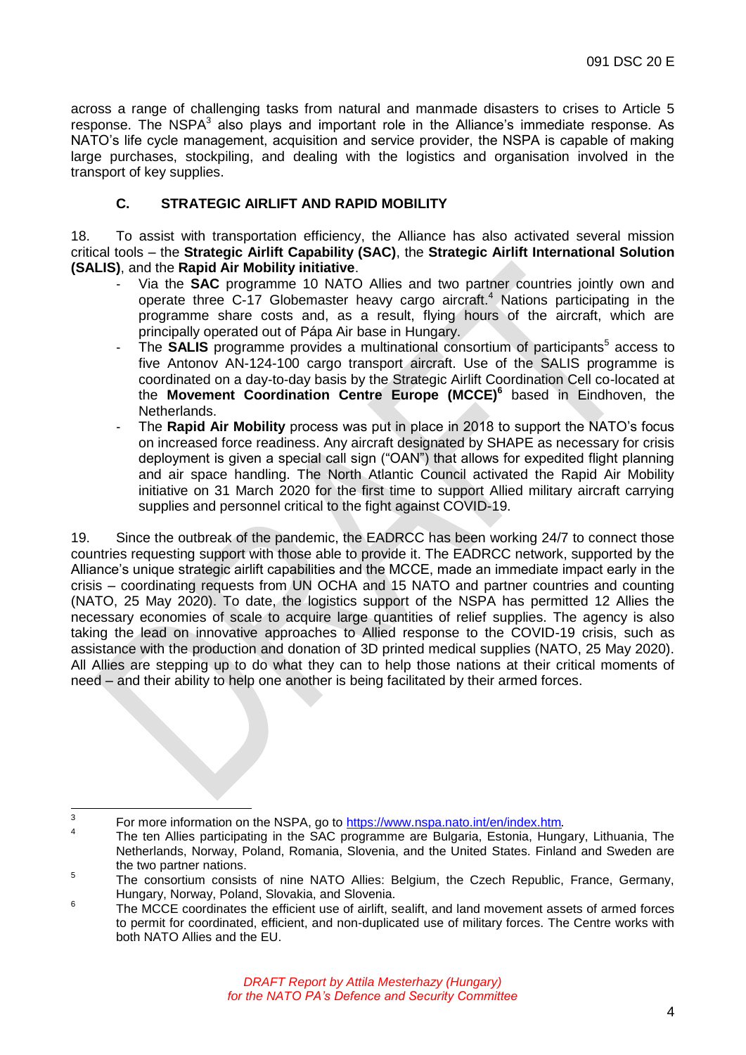across a range of challenging tasks from natural and manmade disasters to crises to Article 5 response. The NSPA[3] also plays and important role in the Alliance's immediate response. As NATO's life cycle management, acquisition and service provider, the NSPA is capable of making large purchases, stockpiling, and dealing with the logistics and organisation involved in the transport of key supplies.

### C. STRATEGIC AIRLIFT AND RAPID MOBILITY

18. To assist with transportation efficiency, the Alliance has also activated several mission critical tools – the **Strategic Airlift Capability (SAC)**, the **Strategic Airlift International Solution (SALIS)**, and the **Rapid Air Mobility initiative**.

- Via the **SAC** programme 10 NATO Allies and two partner countries jointly own and operate three C-17 Globemaster heavy cargo aircraft.[4] Nations participating in the programme share costs and, as a result, flying hours of the aircraft, which are principally operated out of Pápa Air base in Hungary.
- The **SALIS** programme provides a multinational consortium of participants[5] access to five Antonov AN-124-100 cargo transport aircraft. Use of the SALIS programme is coordinated on a day-to-day basis by the Strategic Airlift Coordination Cell co-located at the **Movement Coordination Centre Europe (MCCE)**[6] based in Eindhoven, the Netherlands.
- The **Rapid Air Mobility** process was put in place in 2018 to support the NATO's focus on increased force readiness. Any aircraft designated by SHAPE as necessary for crisis deployment is given a special call sign ("OAN") that allows for expedited flight planning and air space handling. The North Atlantic Council activated the Rapid Air Mobility initiative on 31 March 2020 for the first time to support Allied military aircraft carrying supplies and personnel critical to the fight against COVID-19.

19. Since the outbreak of the pandemic, the EADRCC has been working 24/7 to connect those countries requesting support with those able to provide it. The EADRCC network, supported by the Alliance's unique strategic airlift capabilities and the MCCE, made an immediate impact early in the crisis – coordinating requests from UN OCHA and 15 NATO and partner countries and counting (NATO, 25 May 2020). To date, the logistics support of the NSPA has permitted 12 Allies the necessary economies of scale to acquire large quantities of relief supplies. The agency is also taking the lead on innovative approaches to Allied response to the COVID-19 crisis, such as assistance with the production and donation of 3D printed medical supplies (NATO, 25 May 2020). All Allies are stepping up to do what they can to help those nations at their critical moments of need – and their ability to help one another is being facilitated by their armed forces.

---

[3] For more information on the NSPA, go to https://www.nspa.nato.int/en/index.htm.

[4] The ten Allies participating in the SAC programme are Bulgaria, Estonia, Hungary, Lithuania, The Netherlands, Norway, Poland, Romania, Slovenia, and the United States. Finland and Sweden are the two partner nations.

[5] The consortium consists of nine NATO Allies: Belgium, the Czech Republic, France, Germany, Hungary, Norway, Poland, Slovakia, and Slovenia.

[6] The MCCE coordinates the efficient use of airlift, sealift, and land movement assets of armed forces to permit for coordinated, efficient, and non-duplicated use of military forces. The Centre works with both NATO Allies and the EU.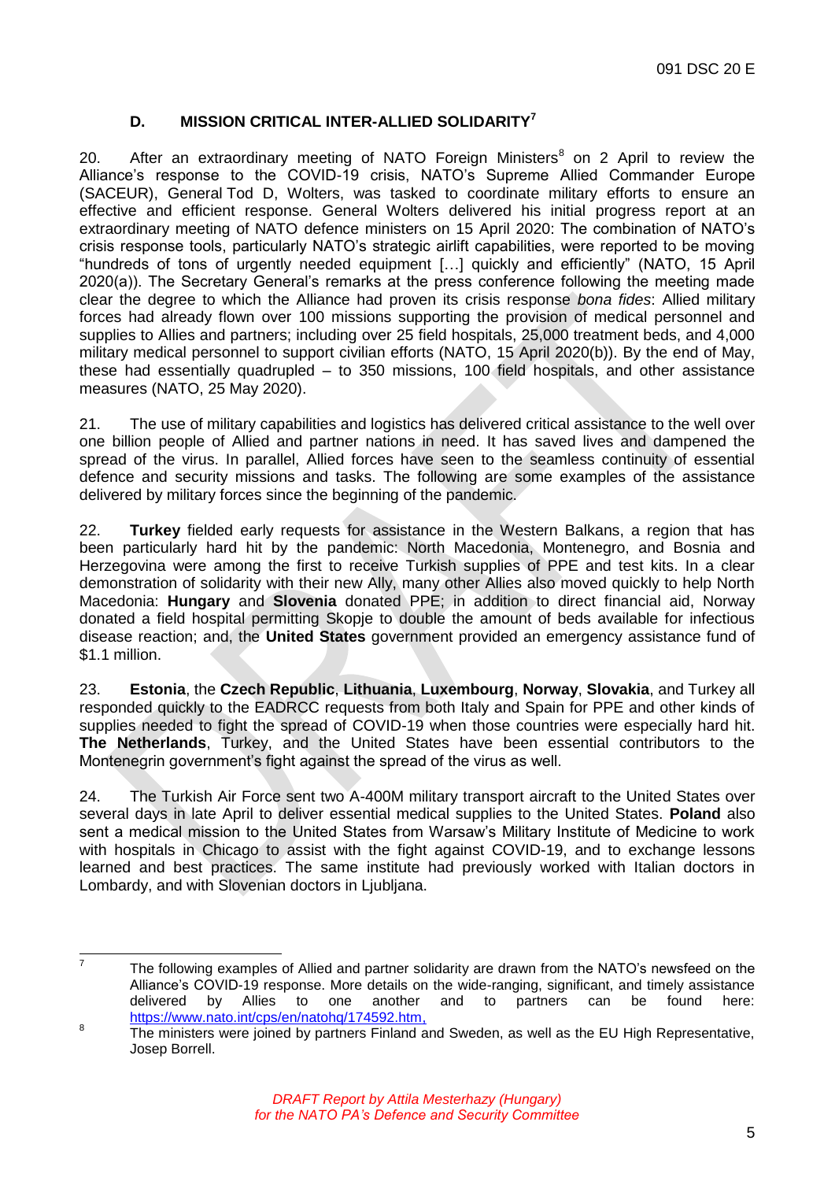### D. MISSION CRITICAL INTER-ALLIED SOLIDARITY[7]

20. After an extraordinary meeting of NATO Foreign Ministers[8] on 2 April to review the Alliance's response to the COVID-19 crisis, NATO's Supreme Allied Commander Europe (SACEUR), General Tod D, Wolters, was tasked to coordinate military efforts to ensure an effective and efficient response. General Wolters delivered his initial progress report at an extraordinary meeting of NATO defence ministers on 15 April 2020: The combination of NATO's crisis response tools, particularly NATO's strategic airlift capabilities, were reported to be moving "hundreds of tons of urgently needed equipment […] quickly and efficiently" (NATO, 15 April 2020(a)). The Secretary General's remarks at the press conference following the meeting made clear the degree to which the Alliance had proven its crisis response *bona fides*: Allied military forces had already flown over 100 missions supporting the provision of medical personnel and supplies to Allies and partners; including over 25 field hospitals, 25,000 treatment beds, and 4,000 military medical personnel to support civilian efforts (NATO, 15 April 2020(b)). By the end of May, these had essentially quadrupled – to 350 missions, 100 field hospitals, and other assistance measures (NATO, 25 May 2020).

21. The use of military capabilities and logistics has delivered critical assistance to the well over one billion people of Allied and partner nations in need. It has saved lives and dampened the spread of the virus. In parallel, Allied forces have seen to the seamless continuity of essential defence and security missions and tasks. The following are some examples of the assistance delivered by military forces since the beginning of the pandemic.

22. **Turkey** fielded early requests for assistance in the Western Balkans, a region that has been particularly hard hit by the pandemic: North Macedonia, Montenegro, and Bosnia and Herzegovina were among the first to receive Turkish supplies of PPE and test kits. In a clear demonstration of solidarity with their new Ally, many other Allies also moved quickly to help North Macedonia: **Hungary** and **Slovenia** donated PPE; in addition to direct financial aid, Norway donated a field hospital permitting Skopje to double the amount of beds available for infectious disease reaction; and, the **United States** government provided an emergency assistance fund of $1.1 million.

23. **Estonia**, the **Czech Republic**, **Lithuania**, **Luxembourg**, **Norway**, **Slovakia**, and Turkey all responded quickly to the EADRCC requests from both Italy and Spain for PPE and other kinds of supplies needed to fight the spread of COVID-19 when those countries were especially hard hit. **The Netherlands**, Turkey, and the United States have been essential contributors to the Montenegrin government's fight against the spread of the virus as well.

24. The Turkish Air Force sent two A-400M military transport aircraft to the United States over several days in late April to deliver essential medical supplies to the United States. **Poland** also sent a medical mission to the United States from Warsaw's Military Institute of Medicine to work with hospitals in Chicago to assist with the fight against COVID-19, and to exchange lessons learned and best practices. The same institute had previously worked with Italian doctors in Lombardy, and with Slovenian doctors in Ljubljana.

---

[7] The following examples of Allied and partner solidarity are drawn from the NATO's newsfeed on the Alliance's COVID-19 response. More details on the wide-ranging, significant, and timely assistance delivered by Allies to one another and to partners can be found here: https://www.nato.int/cps/en/natohq/174592.htm,

[8] The ministers were joined by partners Finland and Sweden, as well as the EU High Representative, Josep Borrell.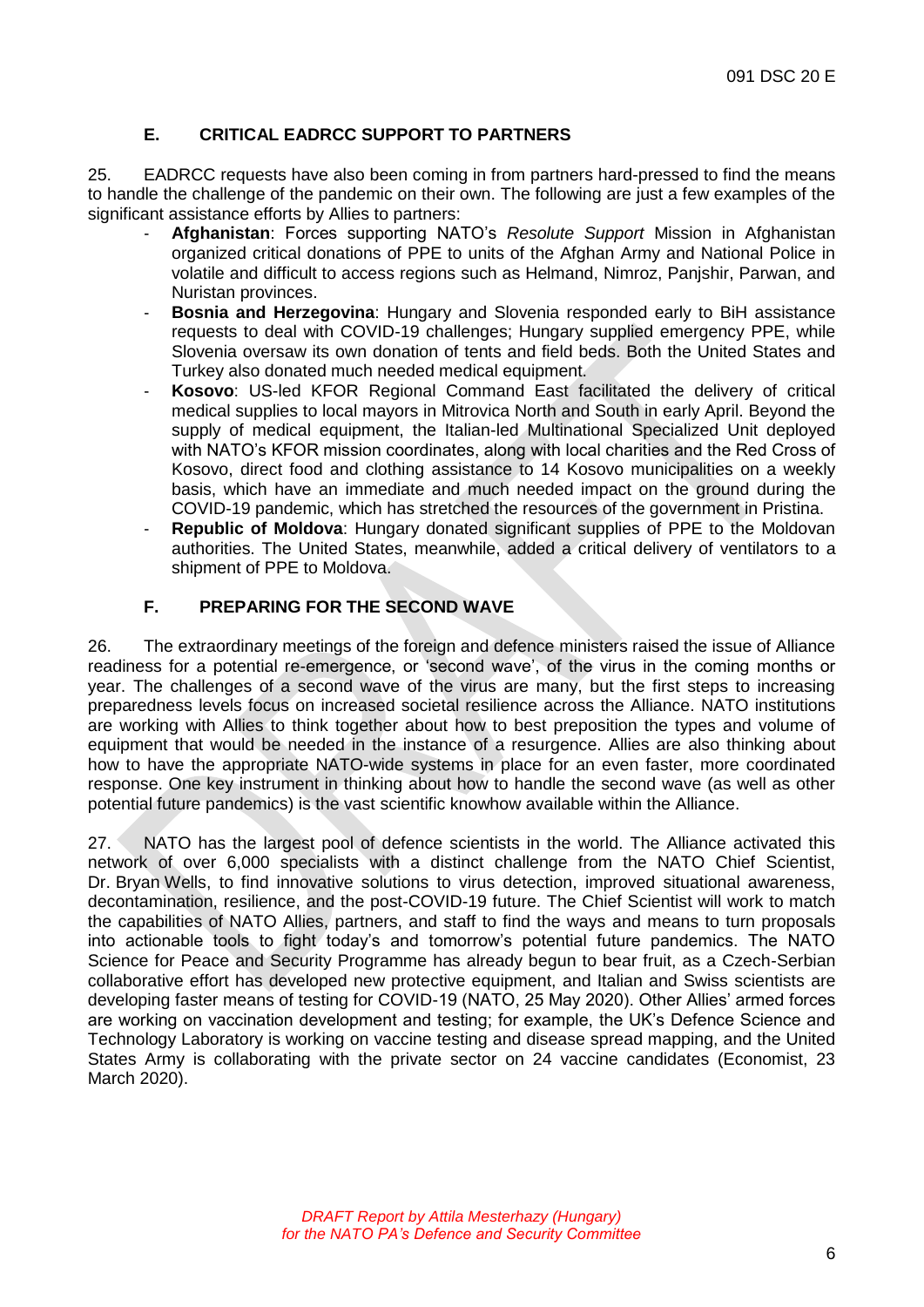## E. CRITICAL EADRCC SUPPORT TO PARTNERS

25. EADRCC requests have also been coming in from partners hard-pressed to find the means to handle the challenge of the pandemic on their own. The following are just a few examples of the significant assistance efforts by Allies to partners:

- **Afghanistan**: Forces supporting NATO's *Resolute Support* Mission in Afghanistan organized critical donations of PPE to units of the Afghan Army and National Police in volatile and difficult to access regions such as Helmand, Nimroz, Panjshir, Parwan, and Nuristan provinces.
- **Bosnia and Herzegovina**: Hungary and Slovenia responded early to BiH assistance requests to deal with COVID-19 challenges; Hungary supplied emergency PPE, while Slovenia oversaw its own donation of tents and field beds. Both the United States and Turkey also donated much needed medical equipment.
- **Kosovo**: US-led KFOR Regional Command East facilitated the delivery of critical medical supplies to local mayors in Mitrovica North and South in early April. Beyond the supply of medical equipment, the Italian-led Multinational Specialized Unit deployed with NATO's KFOR mission coordinates, along with local charities and the Red Cross of Kosovo, direct food and clothing assistance to 14 Kosovo municipalities on a weekly basis, which have an immediate and much needed impact on the ground during the COVID-19 pandemic, which has stretched the resources of the government in Pristina.
- **Republic of Moldova**: Hungary donated significant supplies of PPE to the Moldovan authorities. The United States, meanwhile, added a critical delivery of ventilators to a shipment of PPE to Moldova.

## F. PREPARING FOR THE SECOND WAVE

26. The extraordinary meetings of the foreign and defence ministers raised the issue of Alliance readiness for a potential re-emergence, or 'second wave', of the virus in the coming months or year. The challenges of a second wave of the virus are many, but the first steps to increasing preparedness levels focus on increased societal resilience across the Alliance. NATO institutions are working with Allies to think together about how to best preposition the types and volume of equipment that would be needed in the instance of a resurgence. Allies are also thinking about how to have the appropriate NATO-wide systems in place for an even faster, more coordinated response. One key instrument in thinking about how to handle the second wave (as well as other potential future pandemics) is the vast scientific knowhow available within the Alliance.

27. NATO has the largest pool of defence scientists in the world. The Alliance activated this network of over 6,000 specialists with a distinct challenge from the NATO Chief Scientist, Dr. Bryan Wells, to find innovative solutions to virus detection, improved situational awareness, decontamination, resilience, and the post-COVID-19 future. The Chief Scientist will work to match the capabilities of NATO Allies, partners, and staff to find the ways and means to turn proposals into actionable tools to fight today's and tomorrow's potential future pandemics. The NATO Science for Peace and Security Programme has already begun to bear fruit, as a Czech-Serbian collaborative effort has developed new protective equipment, and Italian and Swiss scientists are developing faster means of testing for COVID-19 (NATO, 25 May 2020). Other Allies' armed forces are working on vaccination development and testing; for example, the UK's Defence Science and Technology Laboratory is working on vaccine testing and disease spread mapping, and the United States Army is collaborating with the private sector on 24 vaccine candidates (Economist, 23 March 2020).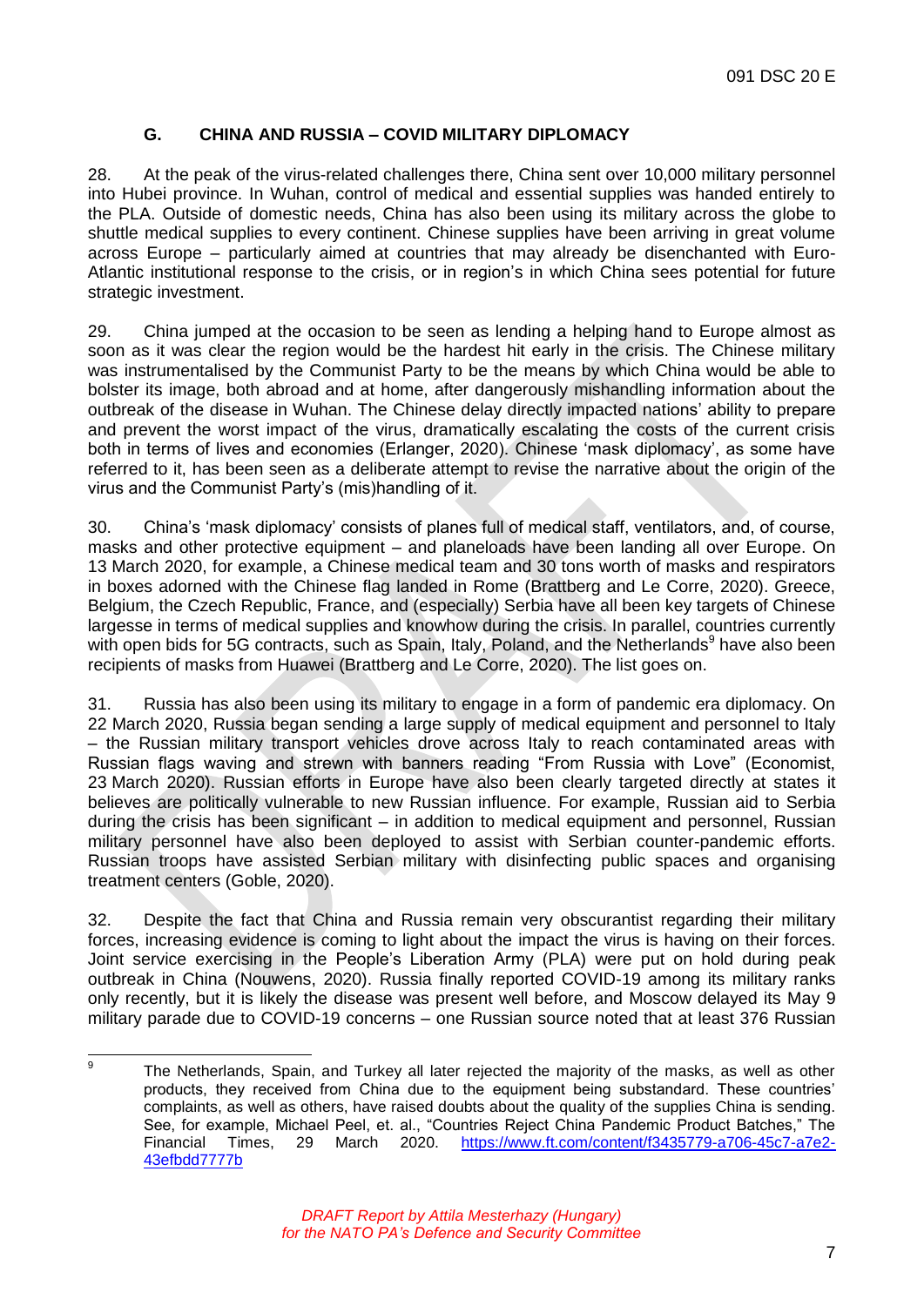### G. CHINA AND RUSSIA – COVID MILITARY DIPLOMACY

28. At the peak of the virus-related challenges there, China sent over 10,000 military personnel into Hubei province. In Wuhan, control of medical and essential supplies was handed entirely to the PLA. Outside of domestic needs, China has also been using its military across the globe to shuttle medical supplies to every continent. Chinese supplies have been arriving in great volume across Europe – particularly aimed at countries that may already be disenchanted with Euro-Atlantic institutional response to the crisis, or in region's in which China sees potential for future strategic investment.

29. China jumped at the occasion to be seen as lending a helping hand to Europe almost as soon as it was clear the region would be the hardest hit early in the crisis. The Chinese military was instrumentalised by the Communist Party to be the means by which China would be able to bolster its image, both abroad and at home, after dangerously mishandling information about the outbreak of the disease in Wuhan. The Chinese delay directly impacted nations' ability to prepare and prevent the worst impact of the virus, dramatically escalating the costs of the current crisis both in terms of lives and economies (Erlanger, 2020). Chinese 'mask diplomacy', as some have referred to it, has been seen as a deliberate attempt to revise the narrative about the origin of the virus and the Communist Party's (mis)handling of it.

30. China's 'mask diplomacy' consists of planes full of medical staff, ventilators, and, of course, masks and other protective equipment – and planeloads have been landing all over Europe. On 13 March 2020, for example, a Chinese medical team and 30 tons worth of masks and respirators in boxes adorned with the Chinese flag landed in Rome (Brattberg and Le Corre, 2020). Greece, Belgium, the Czech Republic, France, and (especially) Serbia have all been key targets of Chinese largesse in terms of medical supplies and knowhow during the crisis. In parallel, countries currently with open bids for 5G contracts, such as Spain, Italy, Poland, and the Netherlands[9] have also been recipients of masks from Huawei (Brattberg and Le Corre, 2020). The list goes on.

31. Russia has also been using its military to engage in a form of pandemic era diplomacy. On 22 March 2020, Russia began sending a large supply of medical equipment and personnel to Italy – the Russian military transport vehicles drove across Italy to reach contaminated areas with Russian flags waving and strewn with banners reading "From Russia with Love" (Economist, 23 March 2020). Russian efforts in Europe have also been clearly targeted directly at states it believes are politically vulnerable to new Russian influence. For example, Russian aid to Serbia during the crisis has been significant – in addition to medical equipment and personnel, Russian military personnel have also been deployed to assist with Serbian counter-pandemic efforts. Russian troops have assisted Serbian military with disinfecting public spaces and organising treatment centers (Goble, 2020).

32. Despite the fact that China and Russia remain very obscurantist regarding their military forces, increasing evidence is coming to light about the impact the virus is having on their forces. Joint service exercising in the People's Liberation Army (PLA) were put on hold during peak outbreak in China (Nouwens, 2020). Russia finally reported COVID-19 among its military ranks only recently, but it is likely the disease was present well before, and Moscow delayed its May 9 military parade due to COVID-19 concerns – one Russian source noted that at least 376 Russian

---

[9] The Netherlands, Spain, and Turkey all later rejected the majority of the masks, as well as other products, they received from China due to the equipment being substandard. These countries' complaints, as well as others, have raised doubts about the quality of the supplies China is sending. See, for example, Michael Peel, et. al., "Countries Reject China Pandemic Product Batches," The Financial Times, 29 March 2020. https://www.ft.com/content/f3435779-a706-45c7-a7e2-43efbdd7777b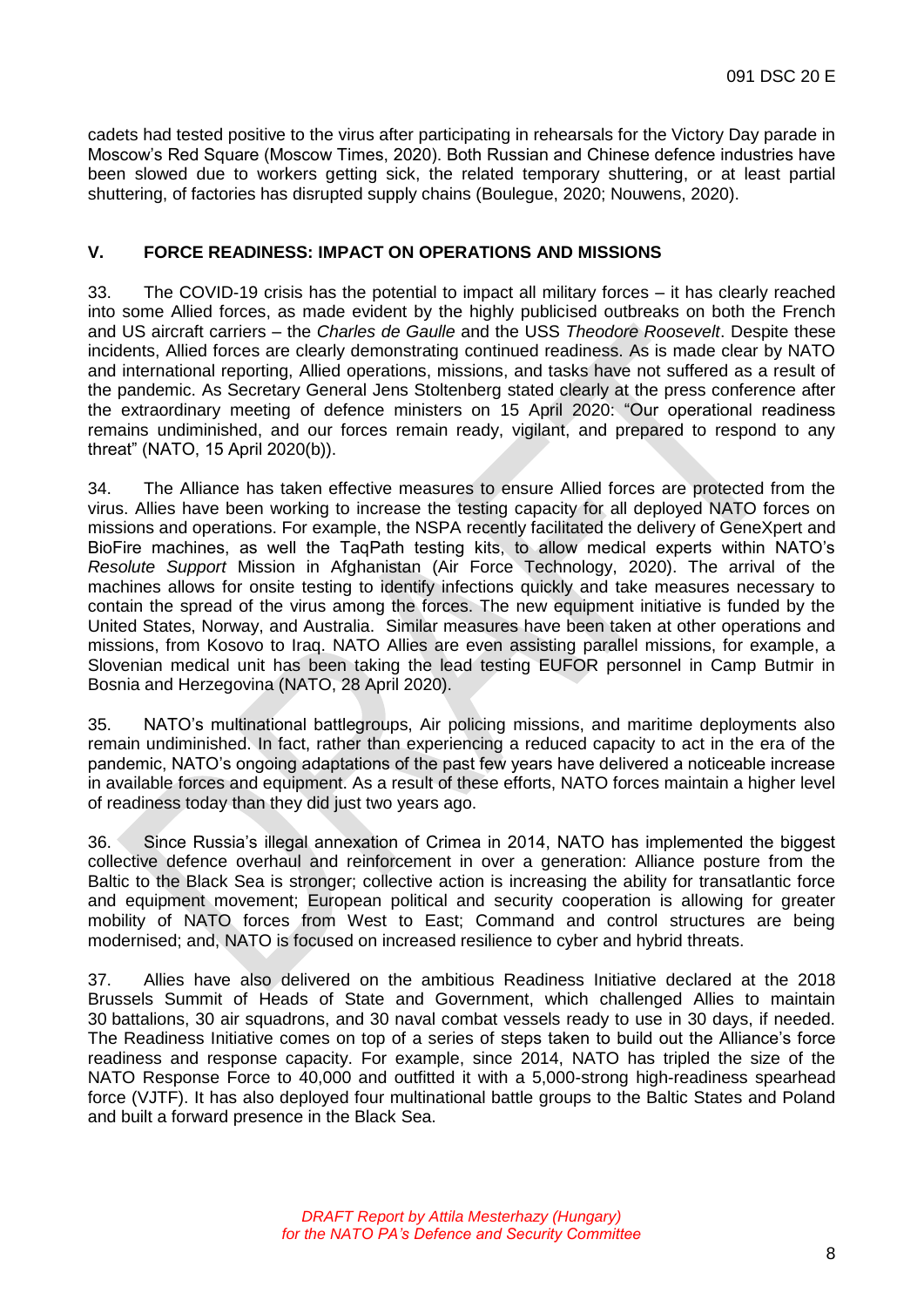cadets had tested positive to the virus after participating in rehearsals for the Victory Day parade in Moscow's Red Square (Moscow Times, 2020). Both Russian and Chinese defence industries have been slowed due to workers getting sick, the related temporary shuttering, or at least partial shuttering, of factories has disrupted supply chains (Boulegue, 2020; Nouwens, 2020).

## V. FORCE READINESS: IMPACT ON OPERATIONS AND MISSIONS

33. The COVID-19 crisis has the potential to impact all military forces – it has clearly reached into some Allied forces, as made evident by the highly publicised outbreaks on both the French and US aircraft carriers – the *Charles de Gaulle* and the USS *Theodore Roosevelt*. Despite these incidents, Allied forces are clearly demonstrating continued readiness. As is made clear by NATO and international reporting, Allied operations, missions, and tasks have not suffered as a result of the pandemic. As Secretary General Jens Stoltenberg stated clearly at the press conference after the extraordinary meeting of defence ministers on 15 April 2020: "Our operational readiness remains undiminished, and our forces remain ready, vigilant, and prepared to respond to any threat" (NATO, 15 April 2020(b)).

34. The Alliance has taken effective measures to ensure Allied forces are protected from the virus. Allies have been working to increase the testing capacity for all deployed NATO forces on missions and operations. For example, the NSPA recently facilitated the delivery of GeneXpert and BioFire machines, as well the TaqPath testing kits, to allow medical experts within NATO's *Resolute Support* Mission in Afghanistan (Air Force Technology, 2020). The arrival of the machines allows for onsite testing to identify infections quickly and take measures necessary to contain the spread of the virus among the forces. The new equipment initiative is funded by the United States, Norway, and Australia. Similar measures have been taken at other operations and missions, from Kosovo to Iraq. NATO Allies are even assisting parallel missions, for example, a Slovenian medical unit has been taking the lead testing EUFOR personnel in Camp Butmir in Bosnia and Herzegovina (NATO, 28 April 2020).

35. NATO's multinational battlegroups, Air policing missions, and maritime deployments also remain undiminished. In fact, rather than experiencing a reduced capacity to act in the era of the pandemic, NATO's ongoing adaptations of the past few years have delivered a noticeable increase in available forces and equipment. As a result of these efforts, NATO forces maintain a higher level of readiness today than they did just two years ago.

36. Since Russia's illegal annexation of Crimea in 2014, NATO has implemented the biggest collective defence overhaul and reinforcement in over a generation: Alliance posture from the Baltic to the Black Sea is stronger; collective action is increasing the ability for transatlantic force and equipment movement; European political and security cooperation is allowing for greater mobility of NATO forces from West to East; Command and control structures are being modernised; and, NATO is focused on increased resilience to cyber and hybrid threats.

37. Allies have also delivered on the ambitious Readiness Initiative declared at the 2018 Brussels Summit of Heads of State and Government, which challenged Allies to maintain 30 battalions, 30 air squadrons, and 30 naval combat vessels ready to use in 30 days, if needed. The Readiness Initiative comes on top of a series of steps taken to build out the Alliance's force readiness and response capacity. For example, since 2014, NATO has tripled the size of the NATO Response Force to 40,000 and outfitted it with a 5,000-strong high-readiness spearhead force (VJTF). It has also deployed four multinational battle groups to the Baltic States and Poland and built a forward presence in the Black Sea.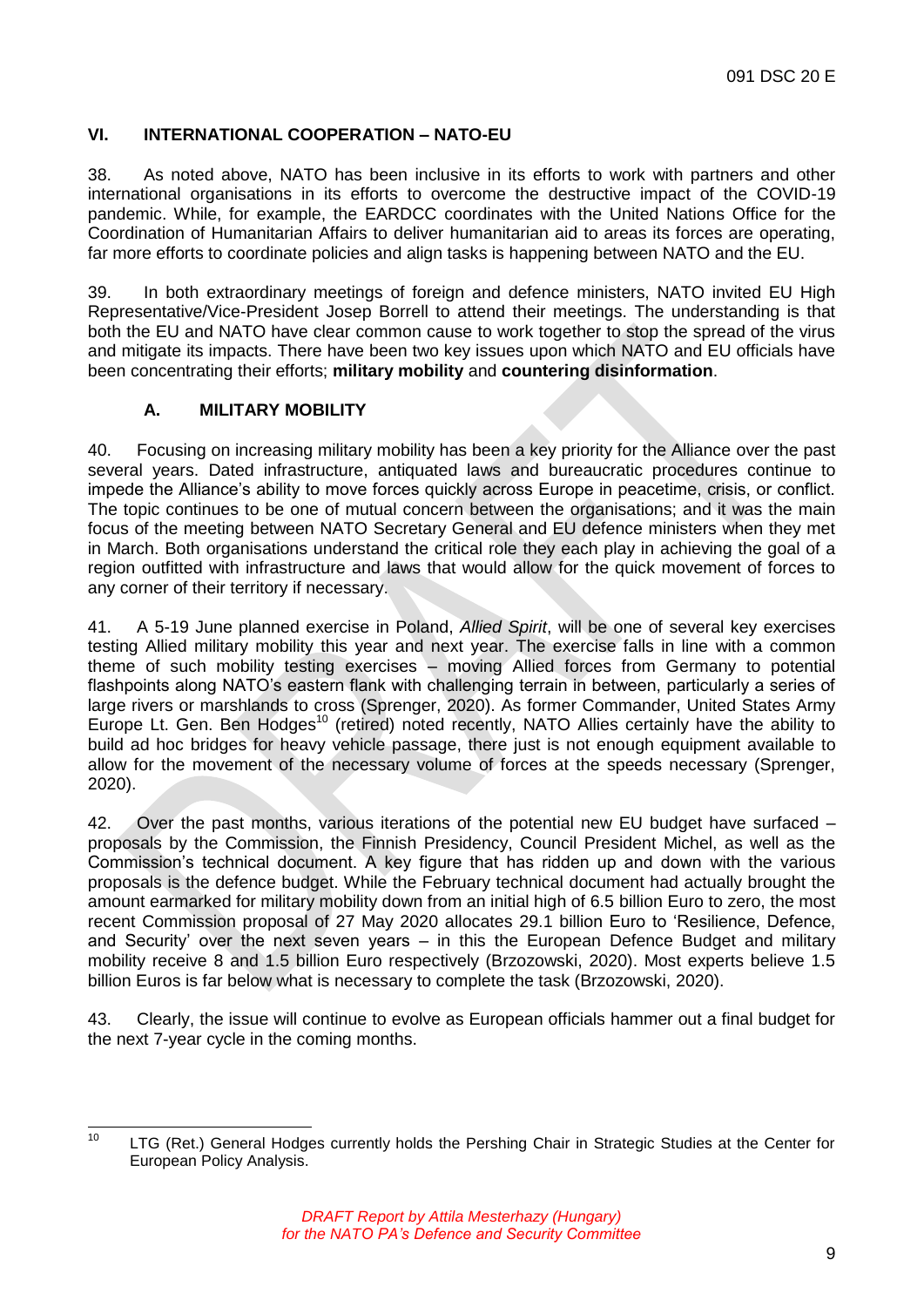## VI. INTERNATIONAL COOPERATION – NATO-EU

38. As noted above, NATO has been inclusive in its efforts to work with partners and other international organisations in its efforts to overcome the destructive impact of the COVID-19 pandemic. While, for example, the EARDCC coordinates with the United Nations Office for the Coordination of Humanitarian Affairs to deliver humanitarian aid to areas its forces are operating, far more efforts to coordinate policies and align tasks is happening between NATO and the EU.

39. In both extraordinary meetings of foreign and defence ministers, NATO invited EU High Representative/Vice-President Josep Borrell to attend their meetings. The understanding is that both the EU and NATO have clear common cause to work together to stop the spread of the virus and mitigate its impacts. There have been two key issues upon which NATO and EU officials have been concentrating their efforts; **military mobility** and **countering disinformation**.

### A. MILITARY MOBILITY

40. Focusing on increasing military mobility has been a key priority for the Alliance over the past several years. Dated infrastructure, antiquated laws and bureaucratic procedures continue to impede the Alliance's ability to move forces quickly across Europe in peacetime, crisis, or conflict. The topic continues to be one of mutual concern between the organisations; and it was the main focus of the meeting between NATO Secretary General and EU defence ministers when they met in March. Both organisations understand the critical role they each play in achieving the goal of a region outfitted with infrastructure and laws that would allow for the quick movement of forces to any corner of their territory if necessary.

41. A 5-19 June planned exercise in Poland, *Allied Spirit*, will be one of several key exercises testing Allied military mobility this year and next year. The exercise falls in line with a common theme of such mobility testing exercises – moving Allied forces from Germany to potential flashpoints along NATO's eastern flank with challenging terrain in between, particularly a series of large rivers or marshlands to cross (Sprenger, 2020). As former Commander, United States Army Europe Lt. Gen. Ben Hodges[10] (retired) noted recently, NATO Allies certainly have the ability to build ad hoc bridges for heavy vehicle passage, there just is not enough equipment available to allow for the movement of the necessary volume of forces at the speeds necessary (Sprenger, 2020).

42. Over the past months, various iterations of the potential new EU budget have surfaced – proposals by the Commission, the Finnish Presidency, Council President Michel, as well as the Commission's technical document. A key figure that has ridden up and down with the various proposals is the defence budget. While the February technical document had actually brought the amount earmarked for military mobility down from an initial high of 6.5 billion Euro to zero, the most recent Commission proposal of 27 May 2020 allocates 29.1 billion Euro to 'Resilience, Defence, and Security' over the next seven years – in this the European Defence Budget and military mobility receive 8 and 1.5 billion Euro respectively (Brzozowski, 2020). Most experts believe 1.5 billion Euros is far below what is necessary to complete the task (Brzozowski, 2020).

43. Clearly, the issue will continue to evolve as European officials hammer out a final budget for the next 7-year cycle in the coming months.

---

[10] LTG (Ret.) General Hodges currently holds the Pershing Chair in Strategic Studies at the Center for European Policy Analysis.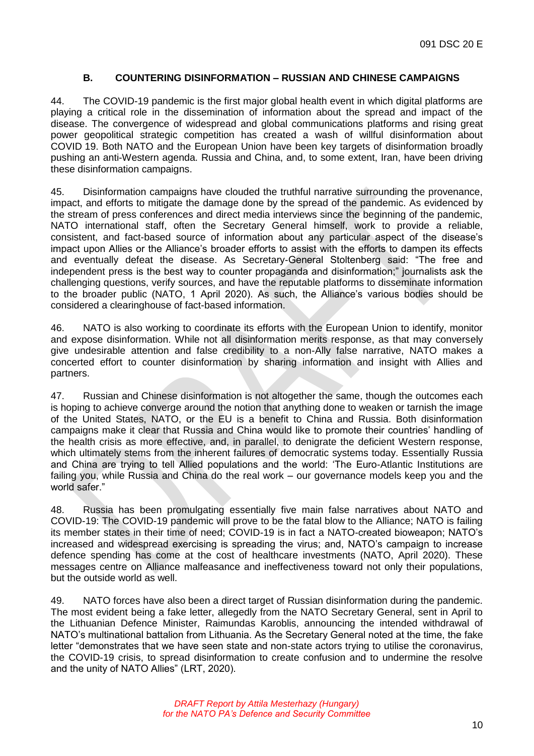### B. COUNTERING DISINFORMATION – RUSSIAN AND CHINESE CAMPAIGNS

44. The COVID-19 pandemic is the first major global health event in which digital platforms are playing a critical role in the dissemination of information about the spread and impact of the disease. The convergence of widespread and global communications platforms and rising great power geopolitical strategic competition has created a wash of willful disinformation about COVID 19. Both NATO and the European Union have been key targets of disinformation broadly pushing an anti-Western agenda. Russia and China, and, to some extent, Iran, have been driving these disinformation campaigns.

45. Disinformation campaigns have clouded the truthful narrative surrounding the provenance, impact, and efforts to mitigate the damage done by the spread of the pandemic. As evidenced by the stream of press conferences and direct media interviews since the beginning of the pandemic, NATO international staff, often the Secretary General himself, work to provide a reliable, consistent, and fact-based source of information about any particular aspect of the disease's impact upon Allies or the Alliance's broader efforts to assist with the efforts to dampen its effects and eventually defeat the disease. As Secretary-General Stoltenberg said: "The free and independent press is the best way to counter propaganda and disinformation;" journalists ask the challenging questions, verify sources, and have the reputable platforms to disseminate information to the broader public (NATO, 1 April 2020). As such, the Alliance's various bodies should be considered a clearinghouse of fact-based information.

46. NATO is also working to coordinate its efforts with the European Union to identify, monitor and expose disinformation. While not all disinformation merits response, as that may conversely give undesirable attention and false credibility to a non-Ally false narrative, NATO makes a concerted effort to counter disinformation by sharing information and insight with Allies and partners.

47. Russian and Chinese disinformation is not altogether the same, though the outcomes each is hoping to achieve converge around the notion that anything done to weaken or tarnish the image of the United States, NATO, or the EU is a benefit to China and Russia. Both disinformation campaigns make it clear that Russia and China would like to promote their countries' handling of the health crisis as more effective, and, in parallel, to denigrate the deficient Western response, which ultimately stems from the inherent failures of democratic systems today. Essentially Russia and China are trying to tell Allied populations and the world: 'The Euro-Atlantic Institutions are failing you, while Russia and China do the real work – our governance models keep you and the world safer."

48. Russia has been promulgating essentially five main false narratives about NATO and COVID-19: The COVID-19 pandemic will prove to be the fatal blow to the Alliance; NATO is failing its member states in their time of need; COVID-19 is in fact a NATO-created bioweapon; NATO's increased and widespread exercising is spreading the virus; and, NATO's campaign to increase defence spending has come at the cost of healthcare investments (NATO, April 2020). These messages centre on Alliance malfeasance and ineffectiveness toward not only their populations, but the outside world as well.

49. NATO forces have also been a direct target of Russian disinformation during the pandemic. The most evident being a fake letter, allegedly from the NATO Secretary General, sent in April to the Lithuanian Defence Minister, Raimundas Karoblis, announcing the intended withdrawal of NATO's multinational battalion from Lithuania. As the Secretary General noted at the time, the fake letter "demonstrates that we have seen state and non-state actors trying to utilise the coronavirus, the COVID-19 crisis, to spread disinformation to create confusion and to undermine the resolve and the unity of NATO Allies" (LRT, 2020).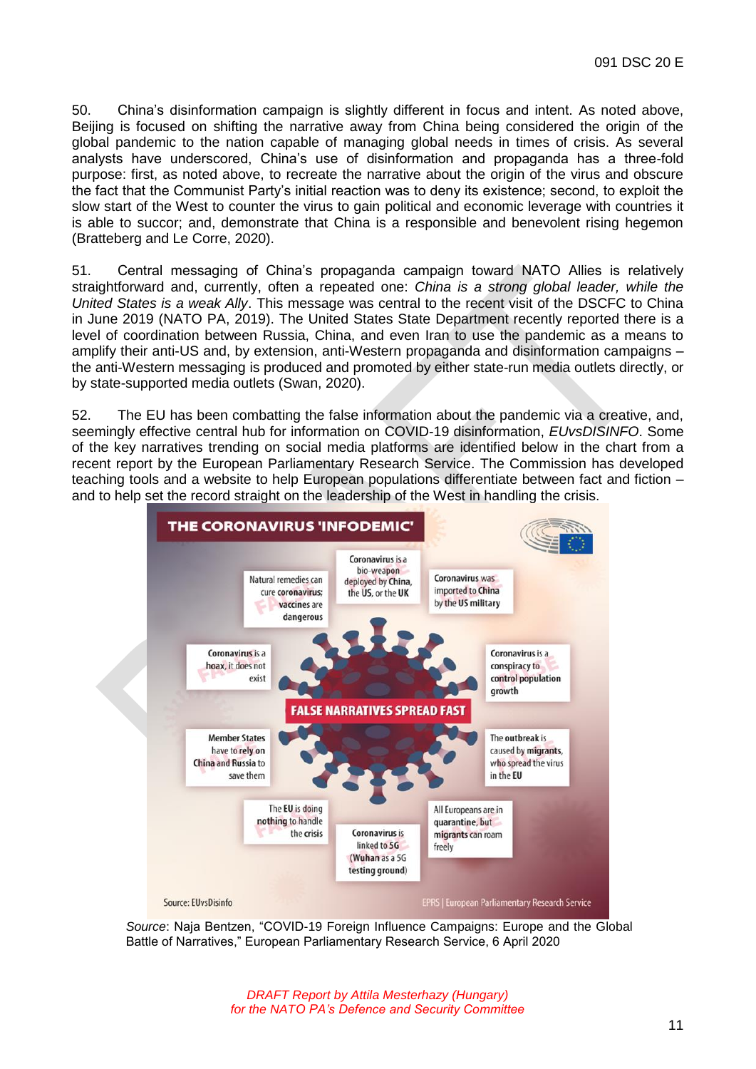50. China's disinformation campaign is slightly different in focus and intent. As noted above, Beijing is focused on shifting the narrative away from China being considered the origin of the global pandemic to the nation capable of managing global needs in times of crisis. As several analysts have underscored, China's use of disinformation and propaganda has a three-fold purpose: first, as noted above, to recreate the narrative about the origin of the virus and obscure the fact that the Communist Party's initial reaction was to deny its existence; second, to exploit the slow start of the West to counter the virus to gain political and economic leverage with countries it is able to succor; and, demonstrate that China is a responsible and benevolent rising hegemon (Bratteberg and Le Corre, 2020).

51. Central messaging of China's propaganda campaign toward NATO Allies is relatively straightforward and, currently, often a repeated one: *China is a strong global leader, while the United States is a weak Ally*. This message was central to the recent visit of the DSCFC to China in June 2019 (NATO PA, 2019). The United States State Department recently reported there is a level of coordination between Russia, China, and even Iran to use the pandemic as a means to amplify their anti-US and, by extension, anti-Western propaganda and disinformation campaigns – the anti-Western messaging is produced and promoted by either state-run media outlets directly, or by state-supported media outlets (Swan, 2020).

52. The EU has been combatting the false information about the pandemic via a creative, and, seemingly effective central hub for information on COVID-19 disinformation, *EUvsDISINFO*. Some of the key narratives trending on social media platforms are identified below in the chart from a recent report by the European Parliamentary Research Service. The Commission has developed teaching tools and a website to help European populations differentiate between fact and fiction – and to help set the record straight on the leadership of the West in handling the crisis.

**THE CORONAVIRUS 'INFODEMIC'**

**FALSE NARRATIVES SPREAD FAST**

- Coronavirus is a bio-weapon deployed by China, the US, or the UK
- Natural remedies can cure coronavirus; vaccines are dangerous
- Coronavirus was imported to China by the US military
- Coronavirus is a hoax, it does not exist
- Coronavirus is a conspiracy to control population growth
- Member States have to rely on China and Russia to save them
- The outbreak is caused by migrants, who spread the virus in the EU
- The EU is doing nothing to handle the crisis
- All Europeans are in quarantine, but migrants can roam freely
- Coronavirus is linked to 5G (Wuhan as a 5G testing ground)

Source: EUvsDisinfo — EPRS | European Parliamentary Research Service

*Source*: Naja Bentzen, "COVID-19 Foreign Influence Campaigns: Europe and the Global Battle of Narratives," European Parliamentary Research Service, 6 April 2020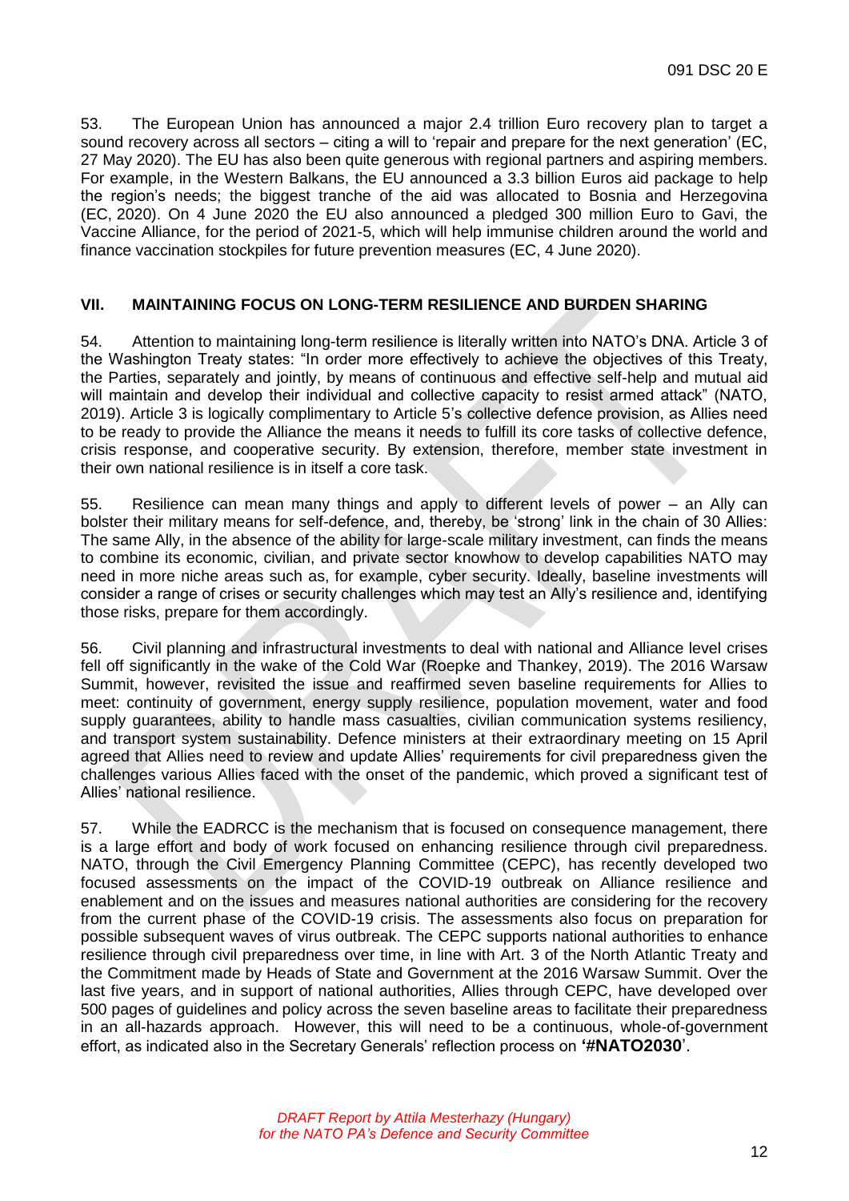53. The European Union has announced a major 2.4 trillion Euro recovery plan to target a sound recovery across all sectors – citing a will to 'repair and prepare for the next generation' (EC, 27 May 2020). The EU has also been quite generous with regional partners and aspiring members. For example, in the Western Balkans, the EU announced a 3.3 billion Euros aid package to help the region's needs; the biggest tranche of the aid was allocated to Bosnia and Herzegovina (EC, 2020). On 4 June 2020 the EU also announced a pledged 300 million Euro to Gavi, the Vaccine Alliance, for the period of 2021-5, which will help immunise children around the world and finance vaccination stockpiles for future prevention measures (EC, 4 June 2020).

## VII. MAINTAINING FOCUS ON LONG-TERM RESILIENCE AND BURDEN SHARING

54. Attention to maintaining long-term resilience is literally written into NATO's DNA. Article 3 of the Washington Treaty states: "In order more effectively to achieve the objectives of this Treaty, the Parties, separately and jointly, by means of continuous and effective self-help and mutual aid will maintain and develop their individual and collective capacity to resist armed attack" (NATO, 2019). Article 3 is logically complimentary to Article 5's collective defence provision, as Allies need to be ready to provide the Alliance the means it needs to fulfill its core tasks of collective defence, crisis response, and cooperative security. By extension, therefore, member state investment in their own national resilience is in itself a core task.

55. Resilience can mean many things and apply to different levels of power – an Ally can bolster their military means for self-defence, and, thereby, be 'strong' link in the chain of 30 Allies: The same Ally, in the absence of the ability for large-scale military investment, can finds the means to combine its economic, civilian, and private sector knowhow to develop capabilities NATO may need in more niche areas such as, for example, cyber security. Ideally, baseline investments will consider a range of crises or security challenges which may test an Ally's resilience and, identifying those risks, prepare for them accordingly.

56. Civil planning and infrastructural investments to deal with national and Alliance level crises fell off significantly in the wake of the Cold War (Roepke and Thankey, 2019). The 2016 Warsaw Summit, however, revisited the issue and reaffirmed seven baseline requirements for Allies to meet: continuity of government, energy supply resilience, population movement, water and food supply guarantees, ability to handle mass casualties, civilian communication systems resiliency, and transport system sustainability. Defence ministers at their extraordinary meeting on 15 April agreed that Allies need to review and update Allies' requirements for civil preparedness given the challenges various Allies faced with the onset of the pandemic, which proved a significant test of Allies' national resilience.

57. While the EADRCC is the mechanism that is focused on consequence management, there is a large effort and body of work focused on enhancing resilience through civil preparedness. NATO, through the Civil Emergency Planning Committee (CEPC), has recently developed two focused assessments on the impact of the COVID-19 outbreak on Alliance resilience and enablement and on the issues and measures national authorities are considering for the recovery from the current phase of the COVID-19 crisis. The assessments also focus on preparation for possible subsequent waves of virus outbreak. The CEPC supports national authorities to enhance resilience through civil preparedness over time, in line with Art. 3 of the North Atlantic Treaty and the Commitment made by Heads of State and Government at the 2016 Warsaw Summit. Over the last five years, and in support of national authorities, Allies through CEPC, have developed over 500 pages of guidelines and policy across the seven baseline areas to facilitate their preparedness in an all-hazards approach. However, this will need to be a continuous, whole-of-government effort, as indicated also in the Secretary Generals' reflection process on **'#NATO2030'**.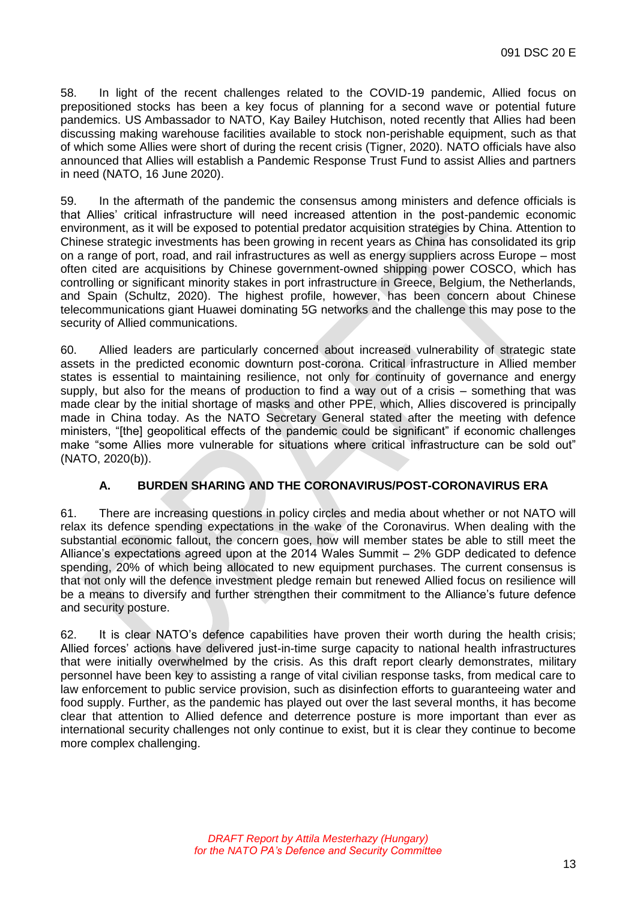58. In light of the recent challenges related to the COVID-19 pandemic, Allied focus on prepositioned stocks has been a key focus of planning for a second wave or potential future pandemics. US Ambassador to NATO, Kay Bailey Hutchison, noted recently that Allies had been discussing making warehouse facilities available to stock non-perishable equipment, such as that of which some Allies were short of during the recent crisis (Tigner, 2020). NATO officials have also announced that Allies will establish a Pandemic Response Trust Fund to assist Allies and partners in need (NATO, 16 June 2020).

59. In the aftermath of the pandemic the consensus among ministers and defence officials is that Allies' critical infrastructure will need increased attention in the post-pandemic economic environment, as it will be exposed to potential predator acquisition strategies by China. Attention to Chinese strategic investments has been growing in recent years as China has consolidated its grip on a range of port, road, and rail infrastructures as well as energy suppliers across Europe – most often cited are acquisitions by Chinese government-owned shipping power COSCO, which has controlling or significant minority stakes in port infrastructure in Greece, Belgium, the Netherlands, and Spain (Schultz, 2020). The highest profile, however, has been concern about Chinese telecommunications giant Huawei dominating 5G networks and the challenge this may pose to the security of Allied communications.

60. Allied leaders are particularly concerned about increased vulnerability of strategic state assets in the predicted economic downturn post-corona. Critical infrastructure in Allied member states is essential to maintaining resilience, not only for continuity of governance and energy supply, but also for the means of production to find a way out of a crisis – something that was made clear by the initial shortage of masks and other PPE, which, Allies discovered is principally made in China today. As the NATO Secretary General stated after the meeting with defence ministers, "[the] geopolitical effects of the pandemic could be significant" if economic challenges make "some Allies more vulnerable for situations where critical infrastructure can be sold out" (NATO, 2020(b)).

### A. BURDEN SHARING AND THE CORONAVIRUS/POST-CORONAVIRUS ERA

61. There are increasing questions in policy circles and media about whether or not NATO will relax its defence spending expectations in the wake of the Coronavirus. When dealing with the substantial economic fallout, the concern goes, how will member states be able to still meet the Alliance's expectations agreed upon at the 2014 Wales Summit – 2% GDP dedicated to defence spending, 20% of which being allocated to new equipment purchases. The current consensus is that not only will the defence investment pledge remain but renewed Allied focus on resilience will be a means to diversify and further strengthen their commitment to the Alliance's future defence and security posture.

62. It is clear NATO's defence capabilities have proven their worth during the health crisis; Allied forces' actions have delivered just-in-time surge capacity to national health infrastructures that were initially overwhelmed by the crisis. As this draft report clearly demonstrates, military personnel have been key to assisting a range of vital civilian response tasks, from medical care to law enforcement to public service provision, such as disinfection efforts to guaranteeing water and food supply. Further, as the pandemic has played out over the last several months, it has become clear that attention to Allied defence and deterrence posture is more important than ever as international security challenges not only continue to exist, but it is clear they continue to become more complex challenging.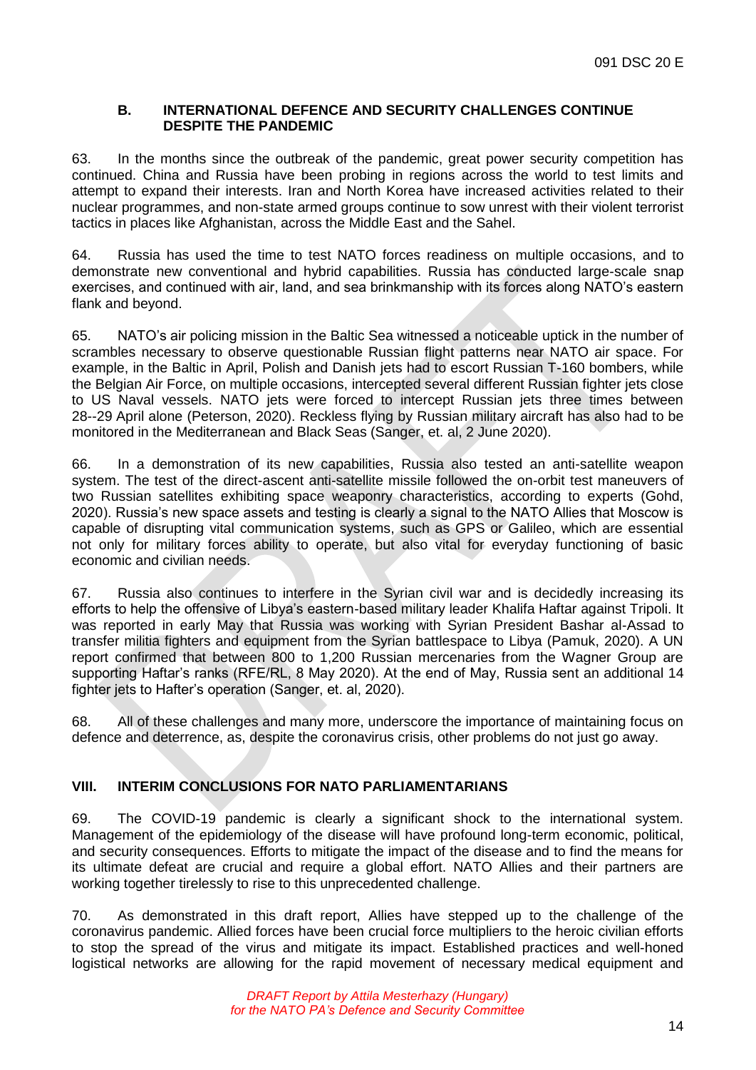### B. INTERNATIONAL DEFENCE AND SECURITY CHALLENGES CONTINUE DESPITE THE PANDEMIC

63. In the months since the outbreak of the pandemic, great power security competition has continued. China and Russia have been probing in regions across the world to test limits and attempt to expand their interests. Iran and North Korea have increased activities related to their nuclear programmes, and non-state armed groups continue to sow unrest with their violent terrorist tactics in places like Afghanistan, across the Middle East and the Sahel.

64. Russia has used the time to test NATO forces readiness on multiple occasions, and to demonstrate new conventional and hybrid capabilities. Russia has conducted large-scale snap exercises, and continued with air, land, and sea brinkmanship with its forces along NATO's eastern flank and beyond.

65. NATO's air policing mission in the Baltic Sea witnessed a noticeable uptick in the number of scrambles necessary to observe questionable Russian flight patterns near NATO air space. For example, in the Baltic in April, Polish and Danish jets had to escort Russian T-160 bombers, while the Belgian Air Force, on multiple occasions, intercepted several different Russian fighter jets close to US Naval vessels. NATO jets were forced to intercept Russian jets three times between 28--29 April alone (Peterson, 2020). Reckless flying by Russian military aircraft has also had to be monitored in the Mediterranean and Black Seas (Sanger, et. al, 2 June 2020).

66. In a demonstration of its new capabilities, Russia also tested an anti-satellite weapon system. The test of the direct-ascent anti-satellite missile followed the on-orbit test maneuvers of two Russian satellites exhibiting space weaponry characteristics, according to experts (Gohd, 2020). Russia's new space assets and testing is clearly a signal to the NATO Allies that Moscow is capable of disrupting vital communication systems, such as GPS or Galileo, which are essential not only for military forces ability to operate, but also vital for everyday functioning of basic economic and civilian needs.

67. Russia also continues to interfere in the Syrian civil war and is decidedly increasing its efforts to help the offensive of Libya's eastern-based military leader Khalifa Haftar against Tripoli. It was reported in early May that Russia was working with Syrian President Bashar al-Assad to transfer militia fighters and equipment from the Syrian battlespace to Libya (Pamuk, 2020). A UN report confirmed that between 800 to 1,200 Russian mercenaries from the Wagner Group are supporting Haftar's ranks (RFE/RL, 8 May 2020). At the end of May, Russia sent an additional 14 fighter jets to Hafter's operation (Sanger, et. al, 2020).

68. All of these challenges and many more, underscore the importance of maintaining focus on defence and deterrence, as, despite the coronavirus crisis, other problems do not just go away.

## VIII. INTERIM CONCLUSIONS FOR NATO PARLIAMENTARIANS

69. The COVID-19 pandemic is clearly a significant shock to the international system. Management of the epidemiology of the disease will have profound long-term economic, political, and security consequences. Efforts to mitigate the impact of the disease and to find the means for its ultimate defeat are crucial and require a global effort. NATO Allies and their partners are working together tirelessly to rise to this unprecedented challenge.

70. As demonstrated in this draft report, Allies have stepped up to the challenge of the coronavirus pandemic. Allied forces have been crucial force multipliers to the heroic civilian efforts to stop the spread of the virus and mitigate its impact. Established practices and well-honed logistical networks are allowing for the rapid movement of necessary medical equipment and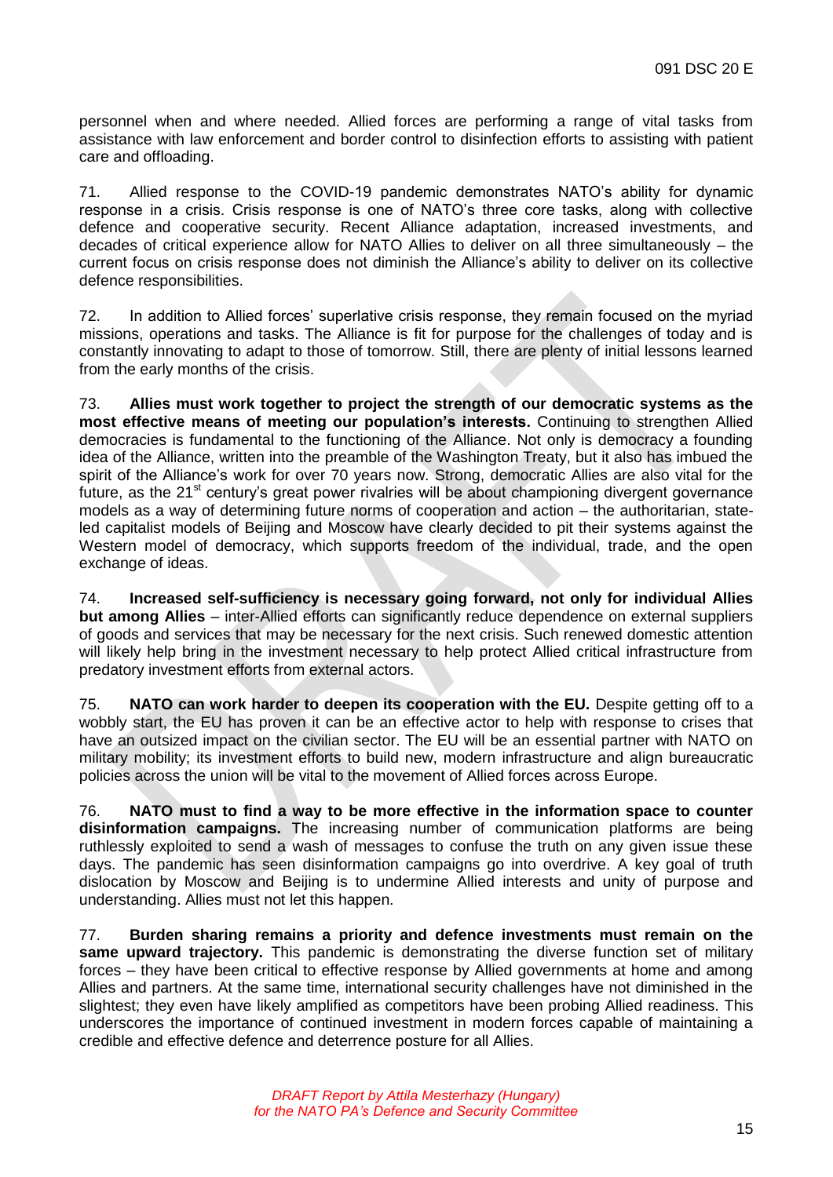personnel when and where needed. Allied forces are performing a range of vital tasks from assistance with law enforcement and border control to disinfection efforts to assisting with patient care and offloading.

71. Allied response to the COVID-19 pandemic demonstrates NATO's ability for dynamic response in a crisis. Crisis response is one of NATO's three core tasks, along with collective defence and cooperative security. Recent Alliance adaptation, increased investments, and decades of critical experience allow for NATO Allies to deliver on all three simultaneously – the current focus on crisis response does not diminish the Alliance's ability to deliver on its collective defence responsibilities.

72. In addition to Allied forces' superlative crisis response, they remain focused on the myriad missions, operations and tasks. The Alliance is fit for purpose for the challenges of today and is constantly innovating to adapt to those of tomorrow. Still, there are plenty of initial lessons learned from the early months of the crisis.

73. **Allies must work together to project the strength of our democratic systems as the most effective means of meeting our population's interests.** Continuing to strengthen Allied democracies is fundamental to the functioning of the Alliance. Not only is democracy a founding idea of the Alliance, written into the preamble of the Washington Treaty, but it also has imbued the spirit of the Alliance's work for over 70 years now. Strong, democratic Allies are also vital for the future, as the 21st century's great power rivalries will be about championing divergent governance models as a way of determining future norms of cooperation and action – the authoritarian, state-led capitalist models of Beijing and Moscow have clearly decided to pit their systems against the Western model of democracy, which supports freedom of the individual, trade, and the open exchange of ideas.

74. **Increased self-sufficiency is necessary going forward, not only for individual Allies but among Allies** – inter-Allied efforts can significantly reduce dependence on external suppliers of goods and services that may be necessary for the next crisis. Such renewed domestic attention will likely help bring in the investment necessary to help protect Allied critical infrastructure from predatory investment efforts from external actors.

75. **NATO can work harder to deepen its cooperation with the EU.** Despite getting off to a wobbly start, the EU has proven it can be an effective actor to help with response to crises that have an outsized impact on the civilian sector. The EU will be an essential partner with NATO on military mobility; its investment efforts to build new, modern infrastructure and align bureaucratic policies across the union will be vital to the movement of Allied forces across Europe.

76. **NATO must to find a way to be more effective in the information space to counter disinformation campaigns.** The increasing number of communication platforms are being ruthlessly exploited to send a wash of messages to confuse the truth on any given issue these days. The pandemic has seen disinformation campaigns go into overdrive. A key goal of truth dislocation by Moscow and Beijing is to undermine Allied interests and unity of purpose and understanding. Allies must not let this happen.

77. **Burden sharing remains a priority and defence investments must remain on the same upward trajectory.** This pandemic is demonstrating the diverse function set of military forces – they have been critical to effective response by Allied governments at home and among Allies and partners. At the same time, international security challenges have not diminished in the slightest; they even have likely amplified as competitors have been probing Allied readiness. This underscores the importance of continued investment in modern forces capable of maintaining a credible and effective defence and deterrence posture for all Allies.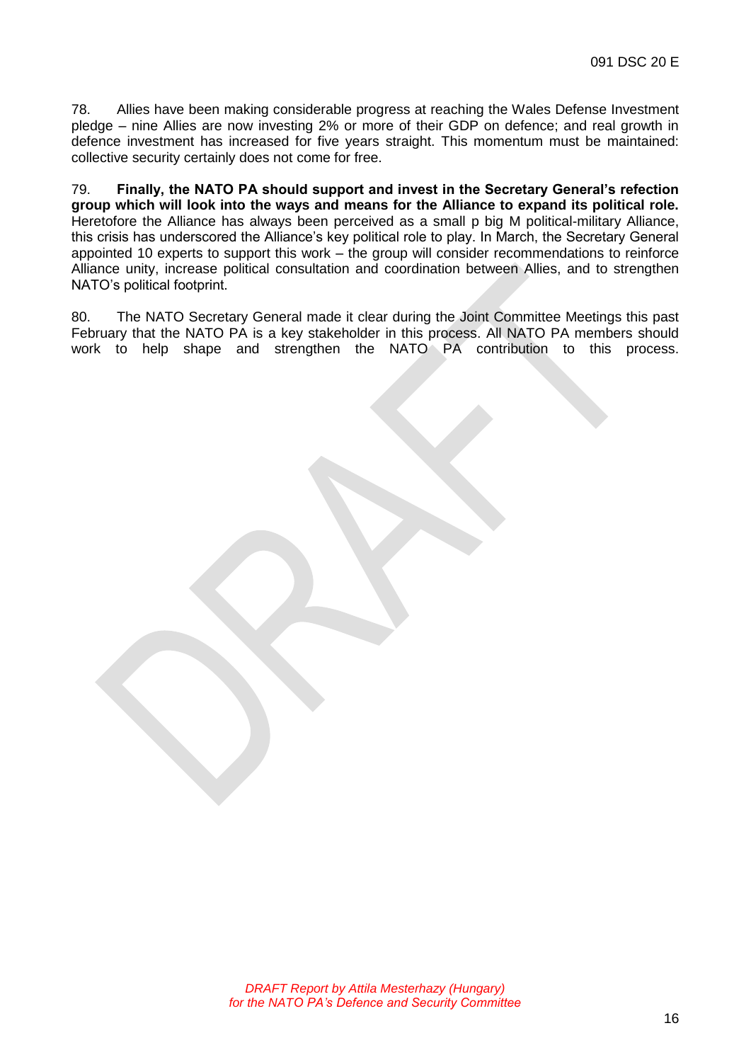78. Allies have been making considerable progress at reaching the Wales Defense Investment pledge – nine Allies are now investing 2% or more of their GDP on defence; and real growth in defence investment has increased for five years straight. This momentum must be maintained: collective security certainly does not come for free.

79. **Finally, the NATO PA should support and invest in the Secretary General's refection group which will look into the ways and means for the Alliance to expand its political role.** Heretofore the Alliance has always been perceived as a small p big M political-military Alliance, this crisis has underscored the Alliance's key political role to play. In March, the Secretary General appointed 10 experts to support this work – the group will consider recommendations to reinforce Alliance unity, increase political consultation and coordination between Allies, and to strengthen NATO's political footprint.

80. The NATO Secretary General made it clear during the Joint Committee Meetings this past February that the NATO PA is a key stakeholder in this process. All NATO PA members should work to help shape and strengthen the NATO PA contribution to this process.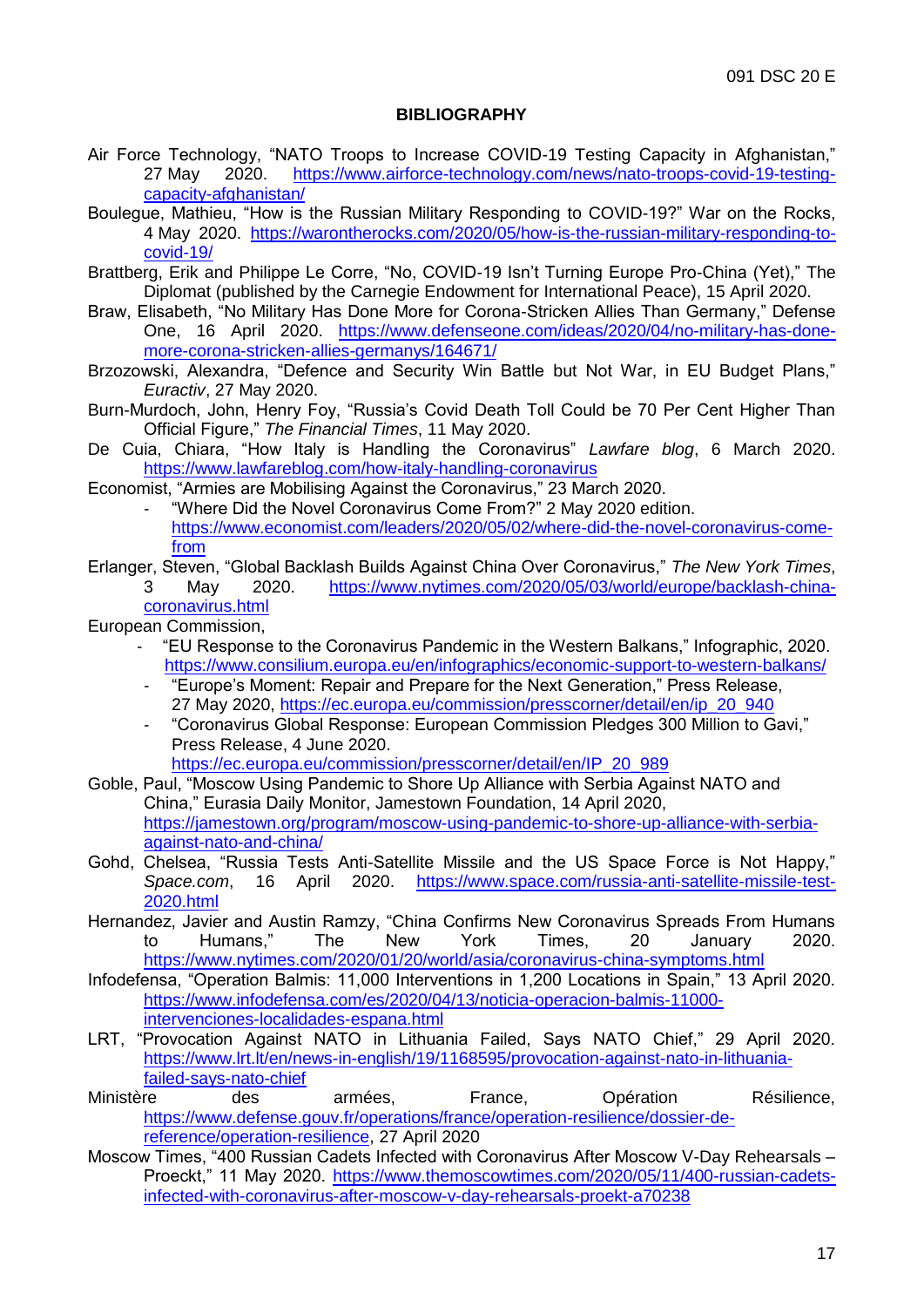## BIBLIOGRAPHY

Air Force Technology, "NATO Troops to Increase COVID-19 Testing Capacity in Afghanistan," 27 May 2020. https://www.airforce-technology.com/news/nato-troops-covid-19-testing-capacity-afghanistan/

Boulegue, Mathieu, "How is the Russian Military Responding to COVID-19?" War on the Rocks, 4 May 2020. https://warontherocks.com/2020/05/how-is-the-russian-military-responding-to-covid-19/

Brattberg, Erik and Philippe Le Corre, "No, COVID-19 Isn't Turning Europe Pro-China (Yet)," The Diplomat (published by the Carnegie Endowment for International Peace), 15 April 2020.

Braw, Elisabeth, "No Military Has Done More for Corona-Stricken Allies Than Germany," Defense One, 16 April 2020. https://www.defenseone.com/ideas/2020/04/no-military-has-done-more-corona-stricken-allies-germanys/164671/

Brzozowski, Alexandra, "Defence and Security Win Battle but Not War, in EU Budget Plans," *Euractiv*, 27 May 2020.

Burn-Murdoch, John, Henry Foy, "Russia's Covid Death Toll Could be 70 Per Cent Higher Than Official Figure," *The Financial Times*, 11 May 2020.

De Cuia, Chiara, "How Italy is Handling the Coronavirus" *Lawfare blog*, 6 March 2020. https://www.lawfareblog.com/how-italy-handling-coronavirus

Economist, "Armies are Mobilising Against the Coronavirus," 23 March 2020.

- "Where Did the Novel Coronavirus Come From?" 2 May 2020 edition. https://www.economist.com/leaders/2020/05/02/where-did-the-novel-coronavirus-come-from

Erlanger, Steven, "Global Backlash Builds Against China Over Coronavirus," *The New York Times*, 3 May 2020. https://www.nytimes.com/2020/05/03/world/europe/backlash-china-coronavirus.html

European Commission,

- "EU Response to the Coronavirus Pandemic in the Western Balkans," Infographic, 2020. https://www.consilium.europa.eu/en/infographics/economic-support-to-western-balkans/
- "Europe's Moment: Repair and Prepare for the Next Generation," Press Release, 27 May 2020, https://ec.europa.eu/commission/presscorner/detail/en/ip_20_940
- "Coronavirus Global Response: European Commission Pledges 300 Million to Gavi," Press Release, 4 June 2020. https://ec.europa.eu/commission/presscorner/detail/en/IP_20_989

Goble, Paul, "Moscow Using Pandemic to Shore Up Alliance with Serbia Against NATO and China," Eurasia Daily Monitor, Jamestown Foundation, 14 April 2020, https://jamestown.org/program/moscow-using-pandemic-to-shore-up-alliance-with-serbia-against-nato-and-china/

Gohd, Chelsea, "Russia Tests Anti-Satellite Missile and the US Space Force is Not Happy," *Space.com*, 16 April 2020. https://www.space.com/russia-anti-satellite-missile-test-2020.html

Hernandez, Javier and Austin Ramzy, "China Confirms New Coronavirus Spreads From Humans to Humans," The New York Times, 20 January 2020. https://www.nytimes.com/2020/01/20/world/asia/coronavirus-china-symptoms.html

Infodefensa, "Operation Balmis: 11,000 Interventions in 1,200 Locations in Spain," 13 April 2020. https://www.infodefensa.com/es/2020/04/13/noticia-operacion-balmis-11000-intervenciones-localidades-espana.html

LRT, "Provocation Against NATO in Lithuania Failed, Says NATO Chief," 29 April 2020. https://www.lrt.lt/en/news-in-english/19/1168595/provocation-against-nato-in-lithuania-failed-says-nato-chief

Ministère des armées, France, Opération Résilience, https://www.defense.gouv.fr/operations/france/operation-resilience/dossier-de-reference/operation-resilience, 27 April 2020

Moscow Times, "400 Russian Cadets Infected with Coronavirus After Moscow V-Day Rehearsals – Proeckt," 11 May 2020. https://www.themoscowtimes.com/2020/05/11/400-russian-cadets-infected-with-coronavirus-after-moscow-v-day-rehearsals-proekt-a70238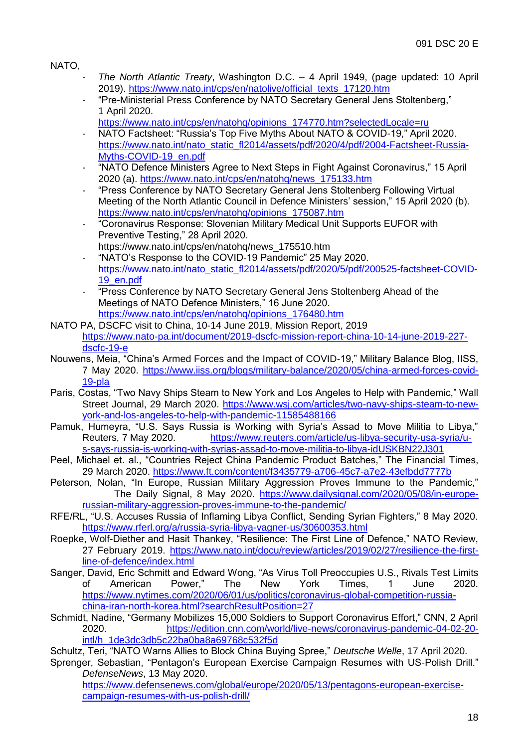NATO,

- *The North Atlantic Treaty*, Washington D.C. – 4 April 1949, (page updated: 10 April 2019). https://www.nato.int/cps/en/natolive/official_texts_17120.htm
- "Pre-Ministerial Press Conference by NATO Secretary General Jens Stoltenberg," 1 April 2020. https://www.nato.int/cps/en/natohq/opinions_174770.htm?selectedLocale=ru
- NATO Factsheet: "Russia's Top Five Myths About NATO & COVID-19," April 2020. https://www.nato.int/nato_static_fl2014/assets/pdf/2020/4/pdf/2004-Factsheet-Russia-Myths-COVID-19_en.pdf
- "NATO Defence Ministers Agree to Next Steps in Fight Against Coronavirus," 15 April 2020 (a). https://www.nato.int/cps/en/natohq/news_175133.htm
- "Press Conference by NATO Secretary General Jens Stoltenberg Following Virtual Meeting of the North Atlantic Council in Defence Ministers' session," 15 April 2020 (b). https://www.nato.int/cps/en/natohq/opinions_175087.htm
- "Coronavirus Response: Slovenian Military Medical Unit Supports EUFOR with Preventive Testing," 28 April 2020. https://www.nato.int/cps/en/natohq/news_175510.htm
- "NATO's Response to the COVID-19 Pandemic" 25 May 2020. https://www.nato.int/nato_static_fl2014/assets/pdf/2020/5/pdf/200525-factsheet-COVID-19_en.pdf
- "Press Conference by NATO Secretary General Jens Stoltenberg Ahead of the Meetings of NATO Defence Ministers," 16 June 2020. https://www.nato.int/cps/en/natohq/opinions_176480.htm

NATO PA, DSCFC visit to China, 10-14 June 2019, Mission Report, 2019 https://www.nato-pa.int/document/2019-dscfc-mission-report-china-10-14-june-2019-227-dscfc-19-e

Nouwens, Meia, "China's Armed Forces and the Impact of COVID-19," Military Balance Blog, IISS, 7 May 2020. https://www.iiss.org/blogs/military-balance/2020/05/china-armed-forces-covid-19-pla

Paris, Costas, "Two Navy Ships Steam to New York and Los Angeles to Help with Pandemic," Wall Street Journal, 29 March 2020. https://www.wsj.com/articles/two-navy-ships-steam-to-new-york-and-los-angeles-to-help-with-pandemic-11585488166

Pamuk, Humeyra, "U.S. Says Russia is Working with Syria's Assad to Move Militia to Libya," Reuters, 7 May 2020. https://www.reuters.com/article/us-libya-security-usa-syria/u-s-says-russia-is-working-with-syrias-assad-to-move-militia-to-libya-idUSKBN22J301

Peel, Michael et. al., "Countries Reject China Pandemic Product Batches," The Financial Times, 29 March 2020. https://www.ft.com/content/f3435779-a706-45c7-a7e2-43efbdd7777b

Peterson, Nolan, "In Europe, Russian Military Aggression Proves Immune to the Pandemic," The Daily Signal, 8 May 2020. https://www.dailysignal.com/2020/05/08/in-europe-russian-military-aggression-proves-immune-to-the-pandemic/

RFE/RL, "U.S. Accuses Russia of Inflaming Libya Conflict, Sending Syrian Fighters," 8 May 2020. https://www.rferl.org/a/russia-syria-libya-vagner-us/30600353.html

Roepke, Wolf-Diether and Hasit Thankey, "Resilience: The First Line of Defence," NATO Review, 27 February 2019. https://www.nato.int/docu/review/articles/2019/02/27/resilience-the-first-line-of-defence/index.html

Sanger, David, Eric Schmitt and Edward Wong, "As Virus Toll Preoccupies U.S., Rivals Test Limits of American Power," The New York Times, 1 June 2020. https://www.nytimes.com/2020/06/01/us/politics/coronavirus-global-competition-russia-china-iran-north-korea.html?searchResultPosition=27

Schmidt, Nadine, "Germany Mobilizes 15,000 Soldiers to Support Coronavirus Effort," CNN, 2 April 2020. https://edition.cnn.com/world/live-news/coronavirus-pandemic-04-02-20-intl/h_1de3dc3db5c22ba0ba8a69768c532f5d

Schultz, Teri, "NATO Warns Allies to Block China Buying Spree," *Deutsche Welle*, 17 April 2020.

Sprenger, Sebastian, "Pentagon's European Exercise Campaign Resumes with US-Polish Drill." *DefenseNews*, 13 May 2020. https://www.defensenews.com/global/europe/2020/05/13/pentagons-european-exercise-campaign-resumes-with-us-polish-drill/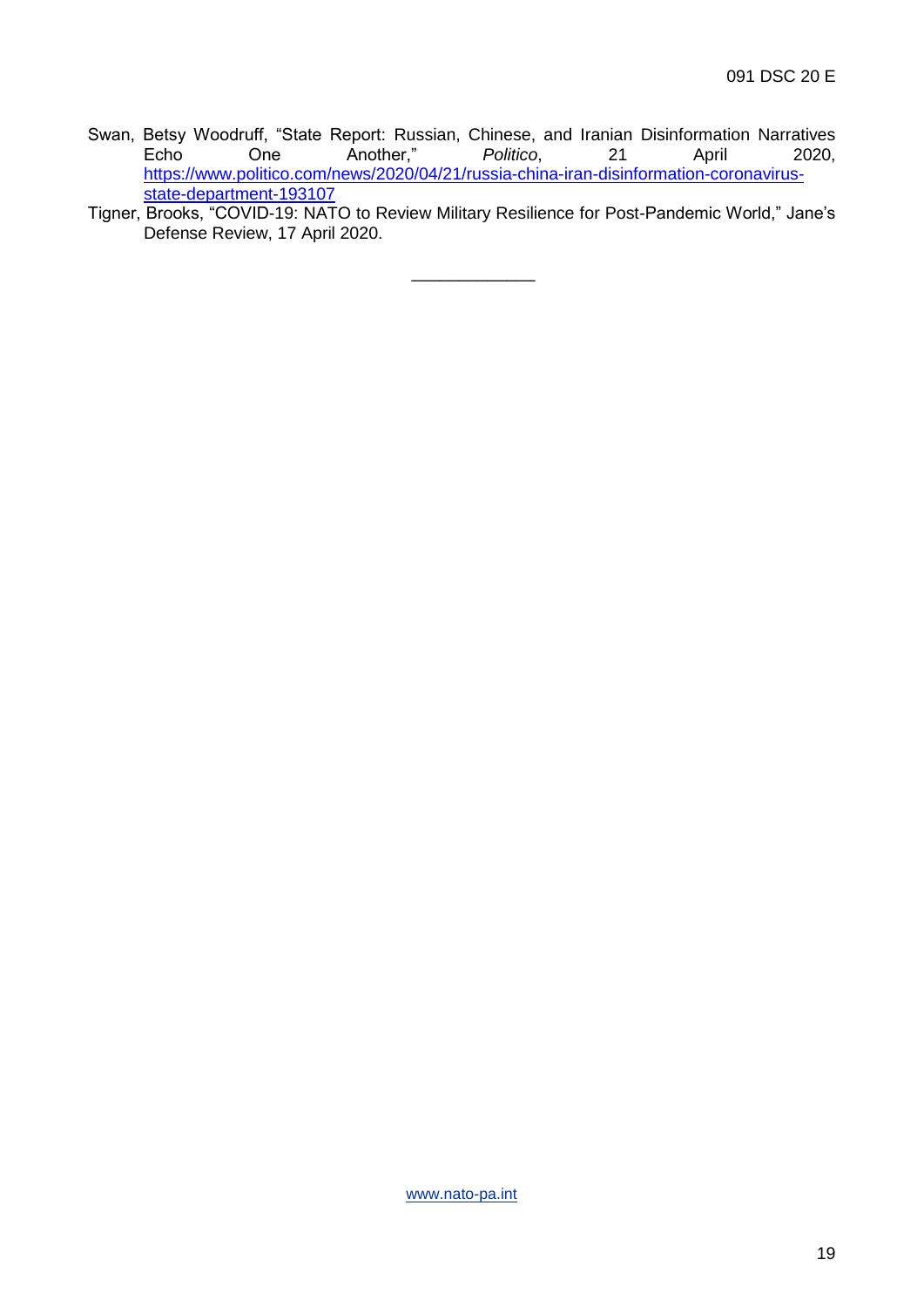Swan, Betsy Woodruff, "State Report: Russian, Chinese, and Iranian Disinformation Narratives Echo One Another," *Politico*, 21 April 2020, https://www.politico.com/news/2020/04/21/russia-china-iran-disinformation-coronavirus-state-department-193107

Tigner, Brooks, "COVID-19: NATO to Review Military Resilience for Post-Pandemic World," Jane's Defense Review, 17 April 2020.

---